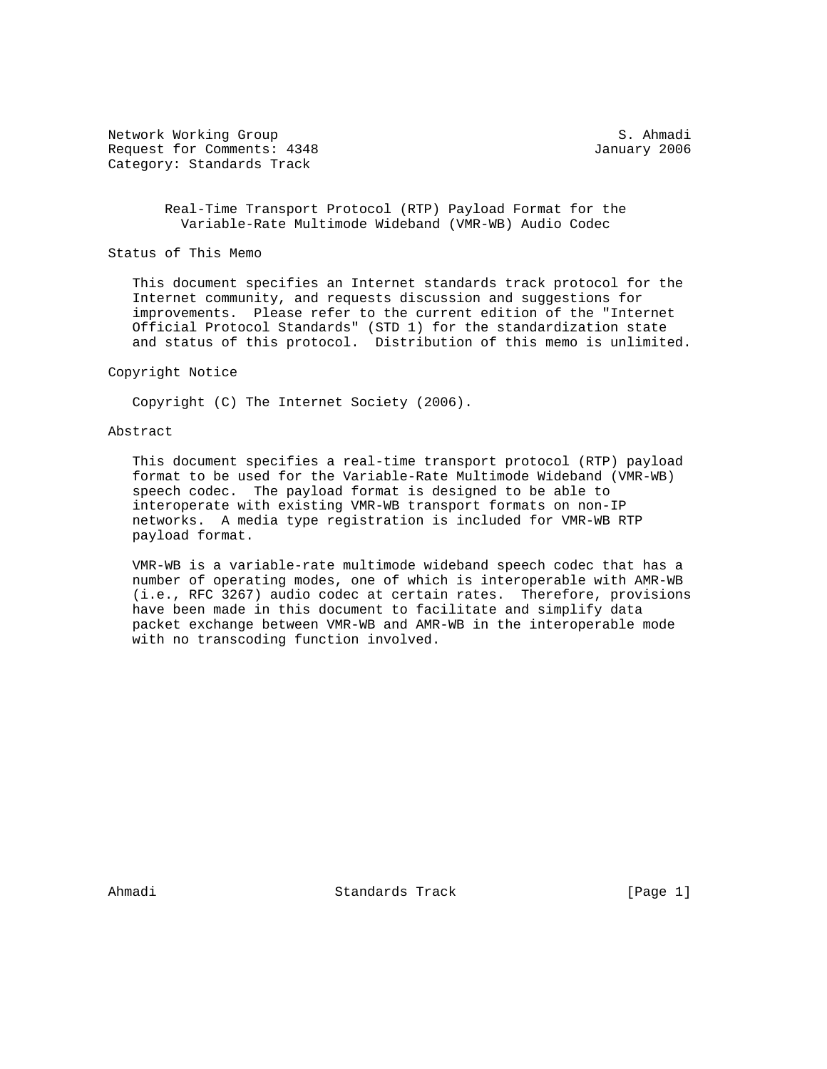Network Working Group S. Ahmadi
Request for Comments: 4348 January 2006
Category: Standards Track

# Real-Time Transport Protocol (RTP) Payload Format for the Variable-Rate Multimode Wideband (VMR-WB) Audio Codec

## Status of This Memo

This document specifies an Internet standards track protocol for the Internet community, and requests discussion and suggestions for improvements. Please refer to the current edition of the "Internet Official Protocol Standards" (STD 1) for the standardization state and status of this protocol. Distribution of this memo is unlimited.

## Copyright Notice

Copyright (C) The Internet Society (2006).

## Abstract

This document specifies a real-time transport protocol (RTP) payload format to be used for the Variable-Rate Multimode Wideband (VMR-WB) speech codec. The payload format is designed to be able to interoperate with existing VMR-WB transport formats on non-IP networks. A media type registration is included for VMR-WB RTP payload format.

VMR-WB is a variable-rate multimode wideband speech codec that has a number of operating modes, one of which is interoperable with AMR-WB (i.e., RFC 3267) audio codec at certain rates. Therefore, provisions have been made in this document to facilitate and simplify data packet exchange between VMR-WB and AMR-WB in the interoperable mode with no transcoding function involved.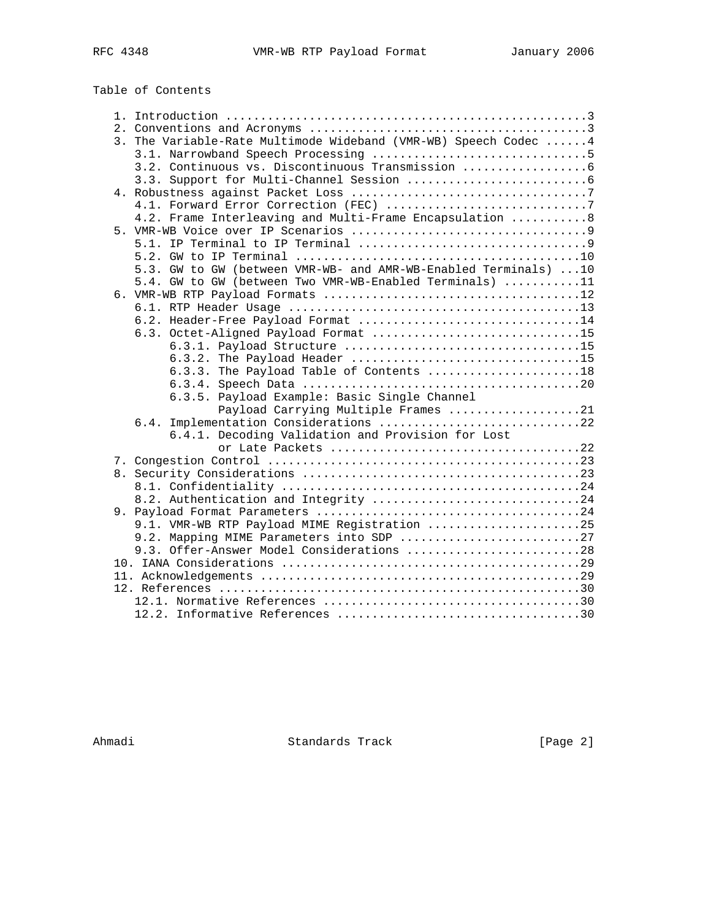Table of Contents

```
   1. Introduction ....................................................3
   2. Conventions and Acronyms ........................................3
   3. The Variable-Rate Multimode Wideband (VMR-WB) Speech Codec ......4
      3.1. Narrowband Speech Processing ...............................5
      3.2. Continuous vs. Discontinuous Transmission ..................6
      3.3. Support for Multi-Channel Session ..........................6
   4. Robustness against Packet Loss ..................................7
      4.1. Forward Error Correction (FEC) .............................7
      4.2. Frame Interleaving and Multi-Frame Encapsulation ...........8
   5. VMR-WB Voice over IP Scenarios ..................................9
      5.1. IP Terminal to IP Terminal .................................9
      5.2. GW to IP Terminal .........................................10
      5.3. GW to GW (between VMR-WB- and AMR-WB-Enabled Terminals) ...10
      5.4. GW to GW (between Two VMR-WB-Enabled Terminals) ...........11
   6. VMR-WB RTP Payload Formats .....................................12
      6.1. RTP Header Usage ..........................................13
      6.2. Header-Free Payload Format ................................14
      6.3. Octet-Aligned Payload Format ..............................15
           6.3.1. Payload Structure ..................................15
           6.3.2. The Payload Header .................................15
           6.3.3. The Payload Table of Contents ......................18
           6.3.4. Speech Data ........................................20
           6.3.5. Payload Example: Basic Single Channel
                  Payload Carrying Multiple Frames ...................21
      6.4. Implementation Considerations .............................22
           6.4.1. Decoding Validation and Provision for Lost
                  or Late Packets ....................................22
   7. Congestion Control .............................................23
   8. Security Considerations ........................................23
      8.1. Confidentiality ...........................................24
      8.2. Authentication and Integrity ..............................24
   9. Payload Format Parameters ......................................24
      9.1. VMR-WB RTP Payload MIME Registration ......................25
      9.2. Mapping MIME Parameters into SDP ..........................27
      9.3. Offer-Answer Model Considerations .........................28
   10. IANA Considerations ...........................................29
   11. Acknowledgements ..............................................29
   12. References ....................................................30
      12.1. Normative References .....................................30
      12.2. Informative References ...................................30
```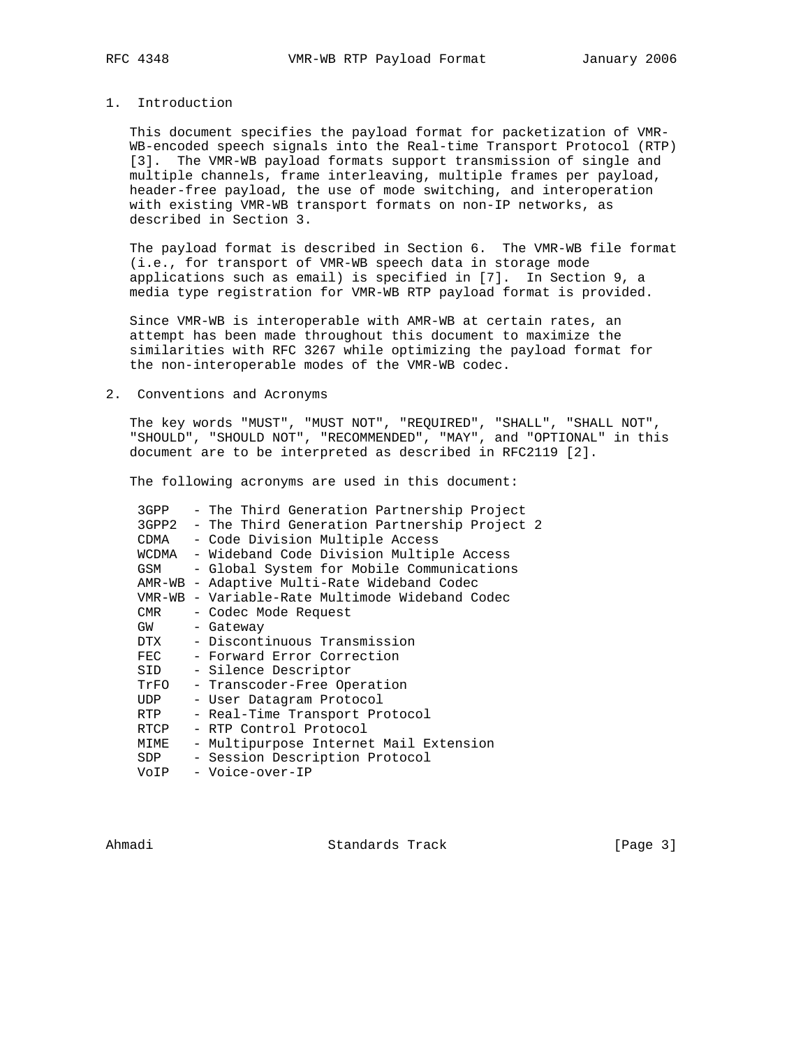## 1. Introduction

This document specifies the payload format for packetization of VMR-WB-encoded speech signals into the Real-time Transport Protocol (RTP) [3]. The VMR-WB payload formats support transmission of single and multiple channels, frame interleaving, multiple frames per payload, header-free payload, the use of mode switching, and interoperation with existing VMR-WB transport formats on non-IP networks, as described in Section 3.

The payload format is described in Section 6. The VMR-WB file format (i.e., for transport of VMR-WB speech data in storage mode applications such as email) is specified in [7]. In Section 9, a media type registration for VMR-WB RTP payload format is provided.

Since VMR-WB is interoperable with AMR-WB at certain rates, an attempt has been made throughout this document to maximize the similarities with RFC 3267 while optimizing the payload format for the non-interoperable modes of the VMR-WB codec.

## 2. Conventions and Acronyms

The key words "MUST", "MUST NOT", "REQUIRED", "SHALL", "SHALL NOT", "SHOULD", "SHOULD NOT", "RECOMMENDED", "MAY", and "OPTIONAL" in this document are to be interpreted as described in RFC2119 [2].

The following acronyms are used in this document:

```
3GPP   - The Third Generation Partnership Project
3GPP2  - The Third Generation Partnership Project 2
CDMA   - Code Division Multiple Access
WCDMA  - Wideband Code Division Multiple Access
GSM    - Global System for Mobile Communications
AMR-WB - Adaptive Multi-Rate Wideband Codec
VMR-WB - Variable-Rate Multimode Wideband Codec
CMR    - Codec Mode Request
GW     - Gateway
DTX    - Discontinuous Transmission
FEC    - Forward Error Correction
SID    - Silence Descriptor
TrFO   - Transcoder-Free Operation
UDP    - User Datagram Protocol
RTP    - Real-Time Transport Protocol
RTCP   - RTP Control Protocol
MIME   - Multipurpose Internet Mail Extension
SDP    - Session Description Protocol
VoIP   - Voice-over-IP
```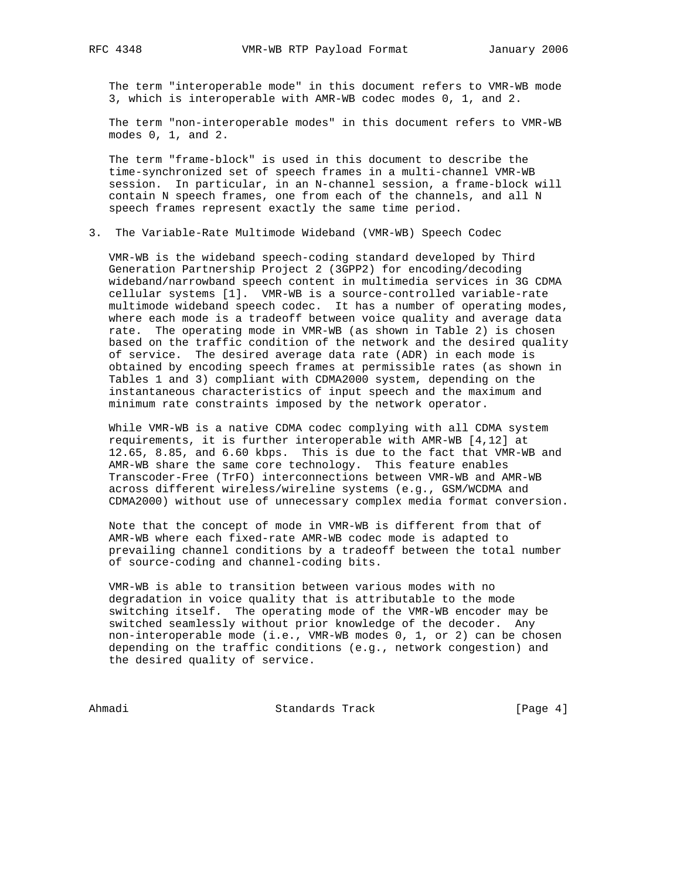The term "interoperable mode" in this document refers to VMR-WB mode 3, which is interoperable with AMR-WB codec modes 0, 1, and 2.

The term "non-interoperable modes" in this document refers to VMR-WB modes 0, 1, and 2.

The term "frame-block" is used in this document to describe the time-synchronized set of speech frames in a multi-channel VMR-WB session. In particular, in an N-channel session, a frame-block will contain N speech frames, one from each of the channels, and all N speech frames represent exactly the same time period.

## 3. The Variable-Rate Multimode Wideband (VMR-WB) Speech Codec

VMR-WB is the wideband speech-coding standard developed by Third Generation Partnership Project 2 (3GPP2) for encoding/decoding wideband/narrowband speech content in multimedia services in 3G CDMA cellular systems [1]. VMR-WB is a source-controlled variable-rate multimode wideband speech codec. It has a number of operating modes, where each mode is a tradeoff between voice quality and average data rate. The operating mode in VMR-WB (as shown in Table 2) is chosen based on the traffic condition of the network and the desired quality of service. The desired average data rate (ADR) in each mode is obtained by encoding speech frames at permissible rates (as shown in Tables 1 and 3) compliant with CDMA2000 system, depending on the instantaneous characteristics of input speech and the maximum and minimum rate constraints imposed by the network operator.

While VMR-WB is a native CDMA codec complying with all CDMA system requirements, it is further interoperable with AMR-WB [4,12] at 12.65, 8.85, and 6.60 kbps. This is due to the fact that VMR-WB and AMR-WB share the same core technology. This feature enables Transcoder-Free (TrFO) interconnections between VMR-WB and AMR-WB across different wireless/wireline systems (e.g., GSM/WCDMA and CDMA2000) without use of unnecessary complex media format conversion.

Note that the concept of mode in VMR-WB is different from that of AMR-WB where each fixed-rate AMR-WB codec mode is adapted to prevailing channel conditions by a tradeoff between the total number of source-coding and channel-coding bits.

VMR-WB is able to transition between various modes with no degradation in voice quality that is attributable to the mode switching itself. The operating mode of the VMR-WB encoder may be switched seamlessly without prior knowledge of the decoder. Any non-interoperable mode (i.e., VMR-WB modes 0, 1, or 2) can be chosen depending on the traffic conditions (e.g., network congestion) and the desired quality of service.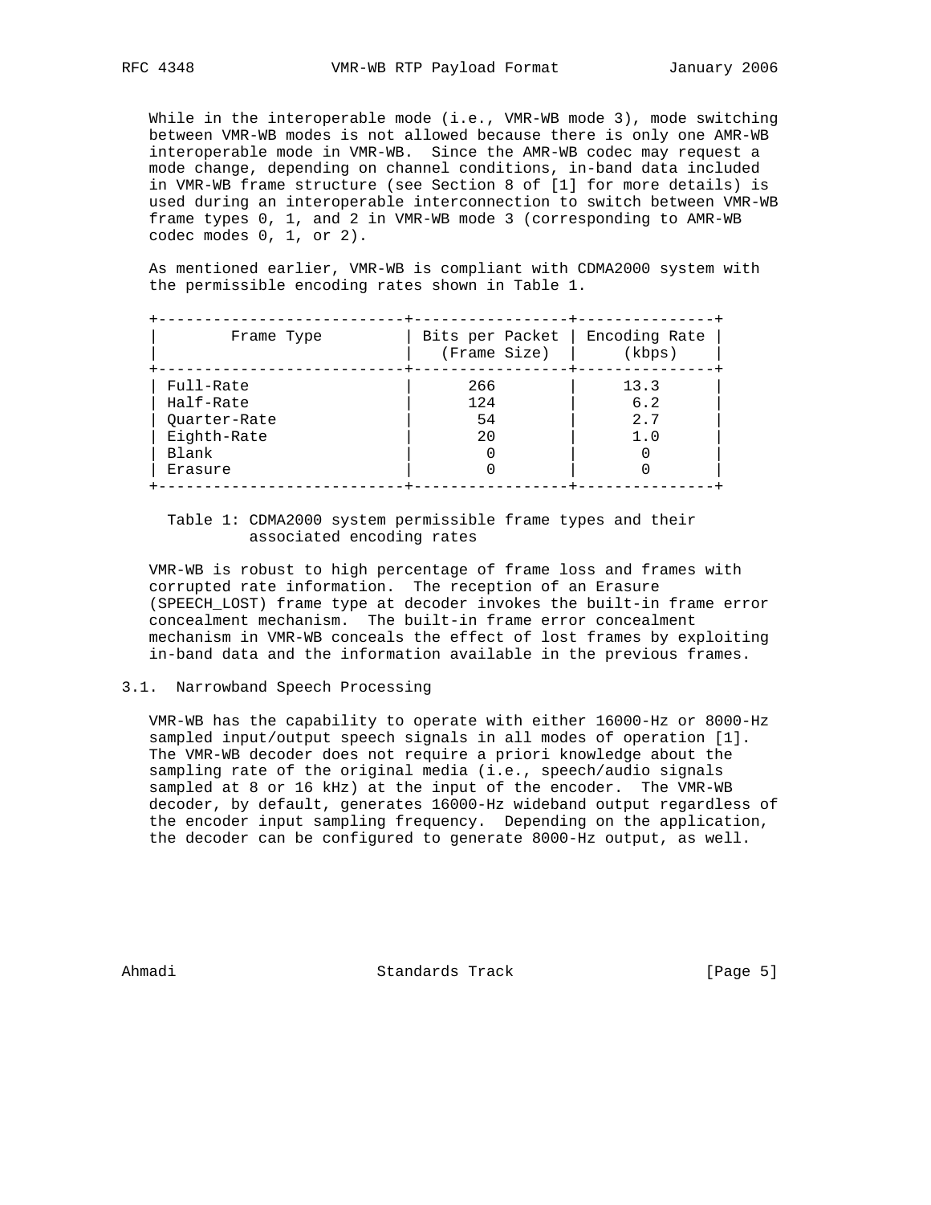While in the interoperable mode (i.e., VMR-WB mode 3), mode switching between VMR-WB modes is not allowed because there is only one AMR-WB interoperable mode in VMR-WB. Since the AMR-WB codec may request a mode change, depending on channel conditions, in-band data included in VMR-WB frame structure (see Section 8 of [1] for more details) is used during an interoperable interconnection to switch between VMR-WB frame types 0, 1, and 2 in VMR-WB mode 3 (corresponding to AMR-WB codec modes 0, 1, or 2).

As mentioned earlier, VMR-WB is compliant with CDMA2000 system with the permissible encoding rates shown in Table 1.

| Frame Type | Bits per Packet (Frame Size) | Encoding Rate (kbps) |
|---|---|---|
| Full-Rate | 266 | 13.3 |
| Half-Rate | 124 | 6.2 |
| Quarter-Rate | 54 | 2.7 |
| Eighth-Rate | 20 | 1.0 |
| Blank | 0 | 0 |
| Erasure | 0 | 0 |

Table 1: CDMA2000 system permissible frame types and their associated encoding rates

VMR-WB is robust to high percentage of frame loss and frames with corrupted rate information. The reception of an Erasure (SPEECH_LOST) frame type at decoder invokes the built-in frame error concealment mechanism. The built-in frame error concealment mechanism in VMR-WB conceals the effect of lost frames by exploiting in-band data and the information available in the previous frames.

### 3.1. Narrowband Speech Processing

VMR-WB has the capability to operate with either 16000-Hz or 8000-Hz sampled input/output speech signals in all modes of operation [1]. The VMR-WB decoder does not require a priori knowledge about the sampling rate of the original media (i.e., speech/audio signals sampled at 8 or 16 kHz) at the input of the encoder. The VMR-WB decoder, by default, generates 16000-Hz wideband output regardless of the encoder input sampling frequency. Depending on the application, the decoder can be configured to generate 8000-Hz output, as well.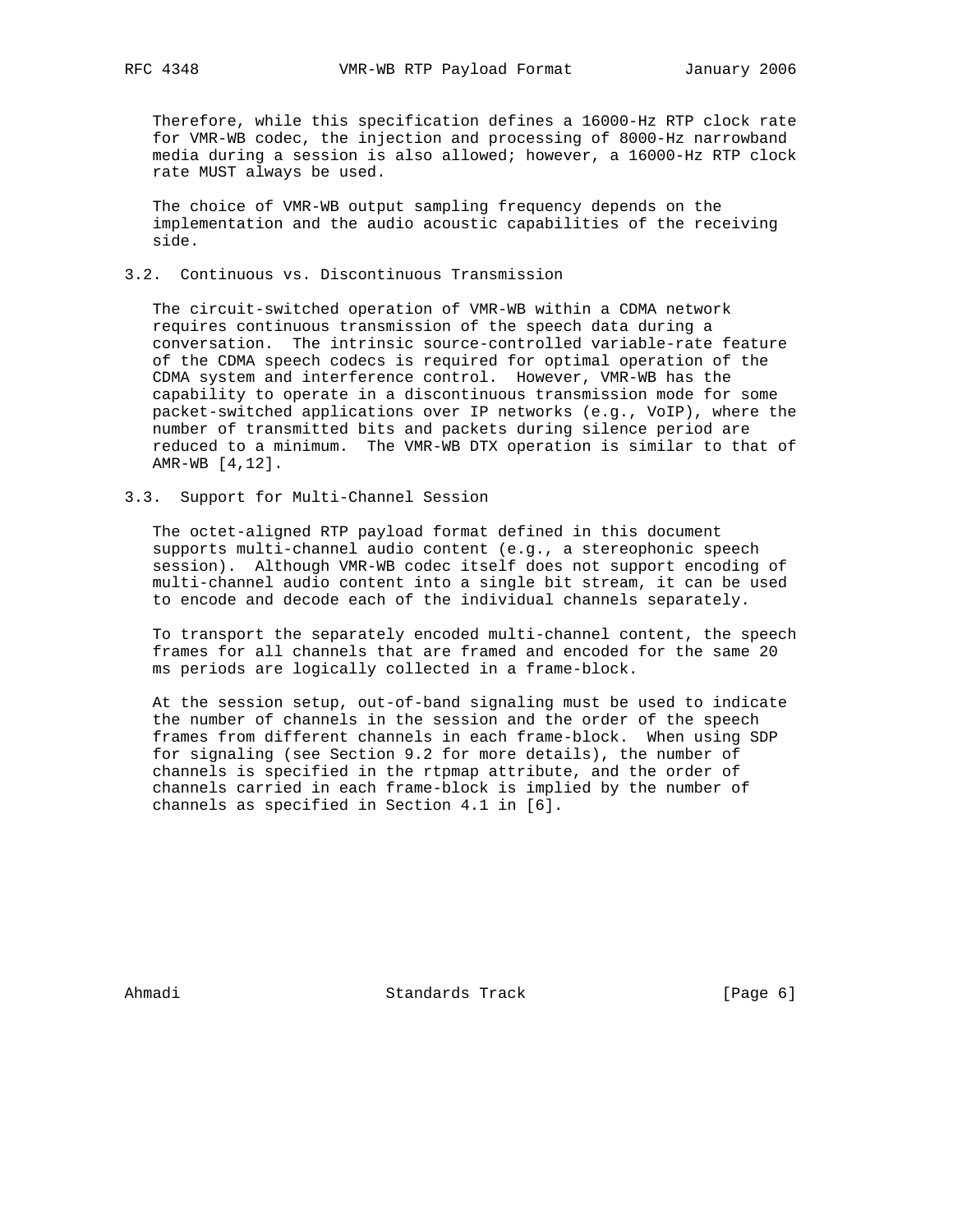Therefore, while this specification defines a 16000-Hz RTP clock rate for VMR-WB codec, the injection and processing of 8000-Hz narrowband media during a session is also allowed; however, a 16000-Hz RTP clock rate MUST always be used.

The choice of VMR-WB output sampling frequency depends on the implementation and the audio acoustic capabilities of the receiving side.

### 3.2. Continuous vs. Discontinuous Transmission

The circuit-switched operation of VMR-WB within a CDMA network requires continuous transmission of the speech data during a conversation. The intrinsic source-controlled variable-rate feature of the CDMA speech codecs is required for optimal operation of the CDMA system and interference control. However, VMR-WB has the capability to operate in a discontinuous transmission mode for some packet-switched applications over IP networks (e.g., VoIP), where the number of transmitted bits and packets during silence period are reduced to a minimum. The VMR-WB DTX operation is similar to that of AMR-WB [4,12].

### 3.3. Support for Multi-Channel Session

The octet-aligned RTP payload format defined in this document supports multi-channel audio content (e.g., a stereophonic speech session). Although VMR-WB codec itself does not support encoding of multi-channel audio content into a single bit stream, it can be used to encode and decode each of the individual channels separately.

To transport the separately encoded multi-channel content, the speech frames for all channels that are framed and encoded for the same 20 ms periods are logically collected in a frame-block.

At the session setup, out-of-band signaling must be used to indicate the number of channels in the session and the order of the speech frames from different channels in each frame-block. When using SDP for signaling (see Section 9.2 for more details), the number of channels is specified in the rtpmap attribute, and the order of channels carried in each frame-block is implied by the number of channels as specified in Section 4.1 in [6].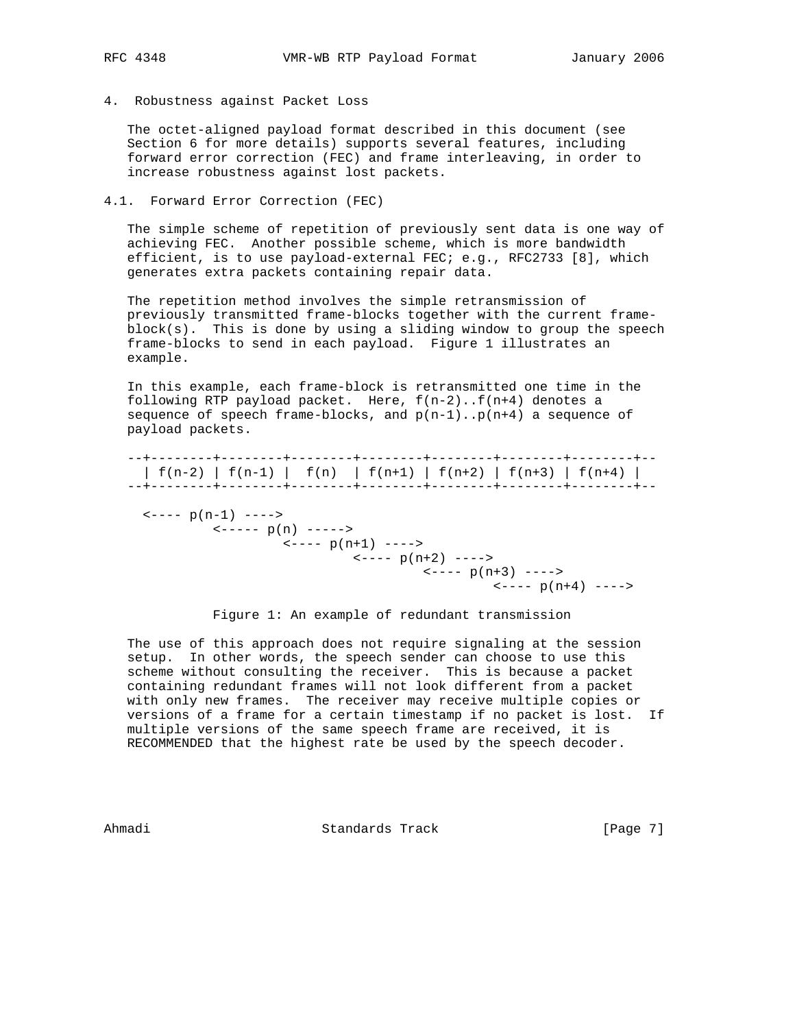## 4. Robustness against Packet Loss

The octet-aligned payload format described in this document (see Section 6 for more details) supports several features, including forward error correction (FEC) and frame interleaving, in order to increase robustness against lost packets.

### 4.1. Forward Error Correction (FEC)

The simple scheme of repetition of previously sent data is one way of achieving FEC. Another possible scheme, which is more bandwidth efficient, is to use payload-external FEC; e.g., RFC2733 [8], which generates extra packets containing repair data.

The repetition method involves the simple retransmission of previously transmitted frame-blocks together with the current frame-block(s). This is done by using a sliding window to group the speech frame-blocks to send in each payload. Figure 1 illustrates an example.

In this example, each frame-block is retransmitted one time in the following RTP payload packet. Here, f(n-2)..f(n+4) denotes a sequence of speech frame-blocks, and p(n-1)..p(n+4) a sequence of payload packets.

```
--+--------+--------+--------+--------+--------+--------+--------+--
  | f(n-2) | f(n-1) |  f(n)  | f(n+1) | f(n+2) | f(n+3) | f(n+4) |
--+--------+--------+--------+--------+--------+--------+--------+--

  <---- p(n-1) ---->
           <----- p(n) ----->
                    <---- p(n+1) ---->
                             <---- p(n+2) ---->
                                      <---- p(n+3) ---->
                                               <---- p(n+4) ---->
```

Figure 1: An example of redundant transmission

The use of this approach does not require signaling at the session setup. In other words, the speech sender can choose to use this scheme without consulting the receiver. This is because a packet containing redundant frames will not look different from a packet with only new frames. The receiver may receive multiple copies or versions of a frame for a certain timestamp if no packet is lost. If multiple versions of the same speech frame are received, it is RECOMMENDED that the highest rate be used by the speech decoder.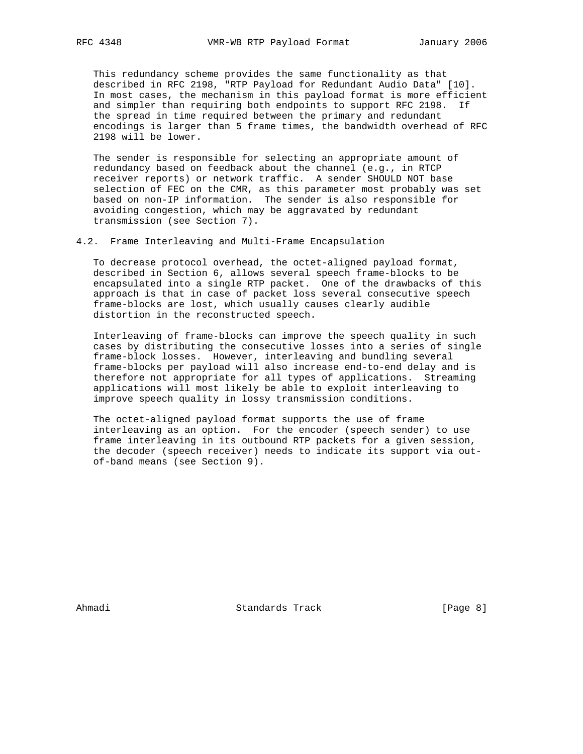This redundancy scheme provides the same functionality as that described in RFC 2198, "RTP Payload for Redundant Audio Data" [10]. In most cases, the mechanism in this payload format is more efficient and simpler than requiring both endpoints to support RFC 2198. If the spread in time required between the primary and redundant encodings is larger than 5 frame times, the bandwidth overhead of RFC 2198 will be lower.

The sender is responsible for selecting an appropriate amount of redundancy based on feedback about the channel (e.g., in RTCP receiver reports) or network traffic. A sender SHOULD NOT base selection of FEC on the CMR, as this parameter most probably was set based on non-IP information. The sender is also responsible for avoiding congestion, which may be aggravated by redundant transmission (see Section 7).

## 4.2. Frame Interleaving and Multi-Frame Encapsulation

To decrease protocol overhead, the octet-aligned payload format, described in Section 6, allows several speech frame-blocks to be encapsulated into a single RTP packet. One of the drawbacks of this approach is that in case of packet loss several consecutive speech frame-blocks are lost, which usually causes clearly audible distortion in the reconstructed speech.

Interleaving of frame-blocks can improve the speech quality in such cases by distributing the consecutive losses into a series of single frame-block losses. However, interleaving and bundling several frame-blocks per payload will also increase end-to-end delay and is therefore not appropriate for all types of applications. Streaming applications will most likely be able to exploit interleaving to improve speech quality in lossy transmission conditions.

The octet-aligned payload format supports the use of frame interleaving as an option. For the encoder (speech sender) to use frame interleaving in its outbound RTP packets for a given session, the decoder (speech receiver) needs to indicate its support via out-of-band means (see Section 9).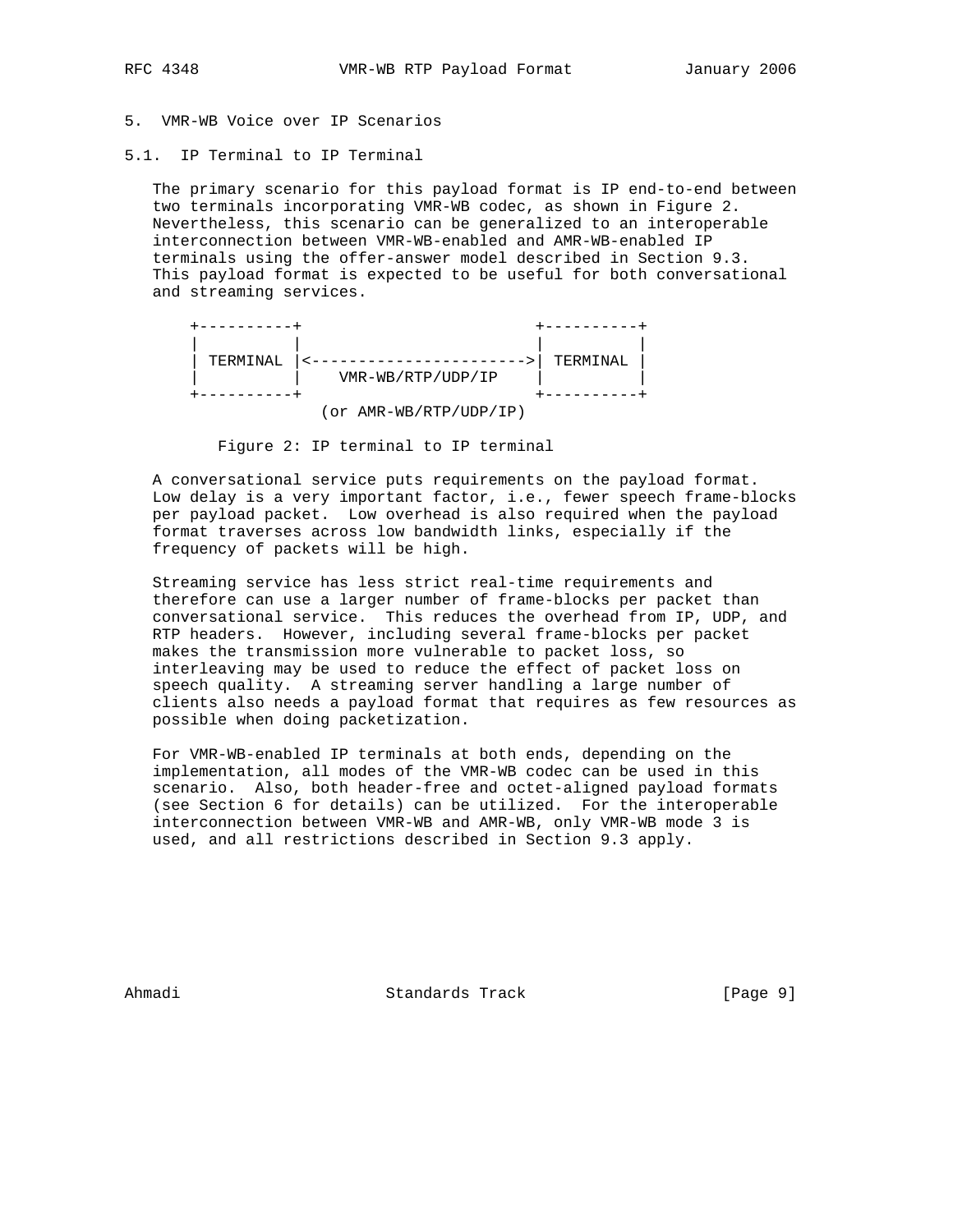## 5. VMR-WB Voice over IP Scenarios

### 5.1. IP Terminal to IP Terminal

The primary scenario for this payload format is IP end-to-end between two terminals incorporating VMR-WB codec, as shown in Figure 2. Nevertheless, this scenario can be generalized to an interoperable interconnection between VMR-WB-enabled and AMR-WB-enabled IP terminals using the offer-answer model described in Section 9.3. This payload format is expected to be useful for both conversational and streaming services.

```
    +----------+                          +----------+
    |          |                          |          |
    | TERMINAL |<------------------------>| TERMINAL |
    |          |    VMR-WB/RTP/UDP/IP     |          |
    +----------+                          +----------+
                  (or AMR-WB/RTP/UDP/IP)
```

Figure 2: IP terminal to IP terminal

A conversational service puts requirements on the payload format. Low delay is a very important factor, i.e., fewer speech frame-blocks per payload packet. Low overhead is also required when the payload format traverses across low bandwidth links, especially if the frequency of packets will be high.

Streaming service has less strict real-time requirements and therefore can use a larger number of frame-blocks per packet than conversational service. This reduces the overhead from IP, UDP, and RTP headers. However, including several frame-blocks per packet makes the transmission more vulnerable to packet loss, so interleaving may be used to reduce the effect of packet loss on speech quality. A streaming server handling a large number of clients also needs a payload format that requires as few resources as possible when doing packetization.

For VMR-WB-enabled IP terminals at both ends, depending on the implementation, all modes of the VMR-WB codec can be used in this scenario. Also, both header-free and octet-aligned payload formats (see Section 6 for details) can be utilized. For the interoperable interconnection between VMR-WB and AMR-WB, only VMR-WB mode 3 is used, and all restrictions described in Section 9.3 apply.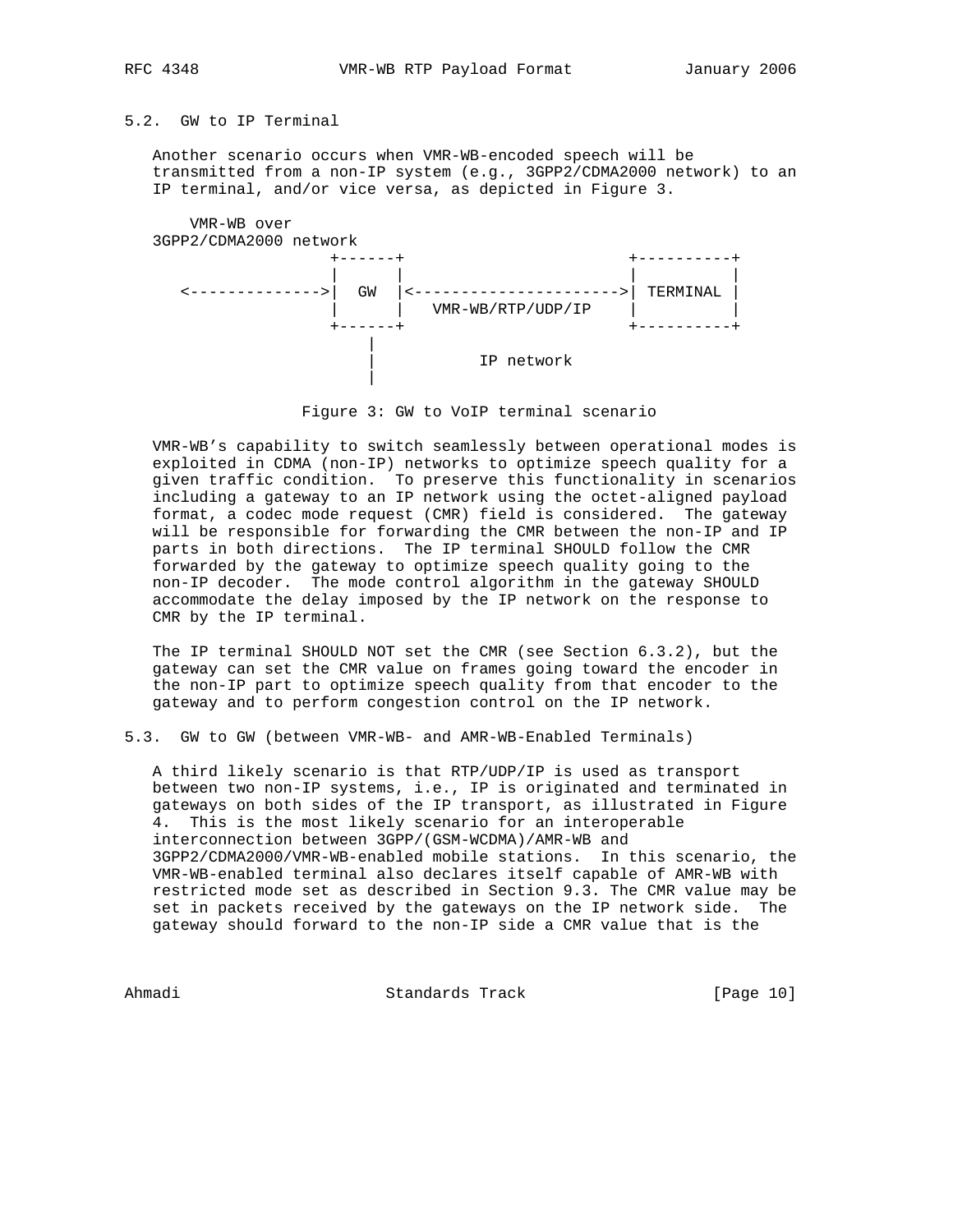## 5.2. GW to IP Terminal

Another scenario occurs when VMR-WB-encoded speech will be transmitted from a non-IP system (e.g., 3GPP2/CDMA2000 network) to an IP terminal, and/or vice versa, as depicted in Figure 3.

```
    VMR-WB over
3GPP2/CDMA2000 network
                  +------+                       +----------+
                  |      |                       |          |
   <------------->|  GW  |<--------------------->| TERMINAL |
                  |      |   VMR-WB/RTP/UDP/IP   |          |
                  +------+                       +----------+
                      |
                      |           IP network
                      |
```

Figure 3: GW to VoIP terminal scenario

VMR-WB's capability to switch seamlessly between operational modes is exploited in CDMA (non-IP) networks to optimize speech quality for a given traffic condition. To preserve this functionality in scenarios including a gateway to an IP network using the octet-aligned payload format, a codec mode request (CMR) field is considered. The gateway will be responsible for forwarding the CMR between the non-IP and IP parts in both directions. The IP terminal SHOULD follow the CMR forwarded by the gateway to optimize speech quality going to the non-IP decoder. The mode control algorithm in the gateway SHOULD accommodate the delay imposed by the IP network on the response to CMR by the IP terminal.

The IP terminal SHOULD NOT set the CMR (see Section 6.3.2), but the gateway can set the CMR value on frames going toward the encoder in the non-IP part to optimize speech quality from that encoder to the gateway and to perform congestion control on the IP network.

## 5.3. GW to GW (between VMR-WB- and AMR-WB-Enabled Terminals)

A third likely scenario is that RTP/UDP/IP is used as transport between two non-IP systems, i.e., IP is originated and terminated in gateways on both sides of the IP transport, as illustrated in Figure 4. This is the most likely scenario for an interoperable interconnection between 3GPP/(GSM-WCDMA)/AMR-WB and 3GPP2/CDMA2000/VMR-WB-enabled mobile stations. In this scenario, the VMR-WB-enabled terminal also declares itself capable of AMR-WB with restricted mode set as described in Section 9.3. The CMR value may be set in packets received by the gateways on the IP network side. The gateway should forward to the non-IP side a CMR value that is the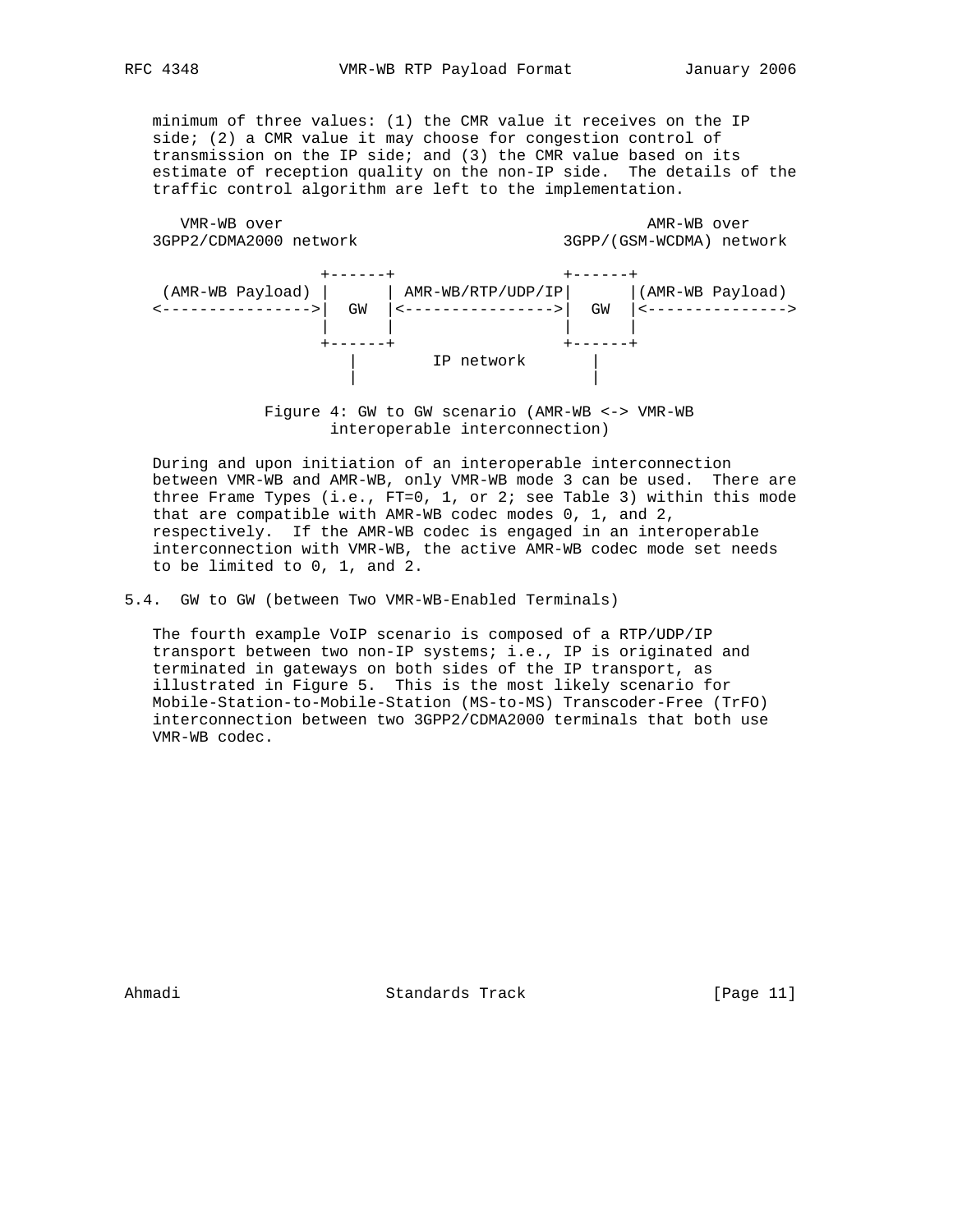minimum of three values: (1) the CMR value it receives on the IP side; (2) a CMR value it may choose for congestion control of transmission on the IP side; and (3) the CMR value based on its estimate of reception quality on the non-IP side. The details of the traffic control algorithm are left to the implementation.

```
   VMR-WB over                                          AMR-WB over
3GPP2/CDMA2000 network                          3GPP/(GSM-WCDMA) network

                  +------+                  +------+
 (AMR-WB Payload) |      | AMR-WB/RTP/UDP/IP|      |(AMR-WB Payload)
<---------------->|  GW  |<---------------->|  GW  |<--------------->
                  |      |                  |      |
                  +------+                  +------+
                     |        IP network       |
                     |                         |
```

Figure 4: GW to GW scenario (AMR-WB <-> VMR-WB interoperable interconnection)

During and upon initiation of an interoperable interconnection between VMR-WB and AMR-WB, only VMR-WB mode 3 can be used. There are three Frame Types (i.e., FT=0, 1, or 2; see Table 3) within this mode that are compatible with AMR-WB codec modes 0, 1, and 2, respectively. If the AMR-WB codec is engaged in an interoperable interconnection with VMR-WB, the active AMR-WB codec mode set needs to be limited to 0, 1, and 2.

## 5.4. GW to GW (between Two VMR-WB-Enabled Terminals)

The fourth example VoIP scenario is composed of a RTP/UDP/IP transport between two non-IP systems; i.e., IP is originated and terminated in gateways on both sides of the IP transport, as illustrated in Figure 5. This is the most likely scenario for Mobile-Station-to-Mobile-Station (MS-to-MS) Transcoder-Free (TrFO) interconnection between two 3GPP2/CDMA2000 terminals that both use VMR-WB codec.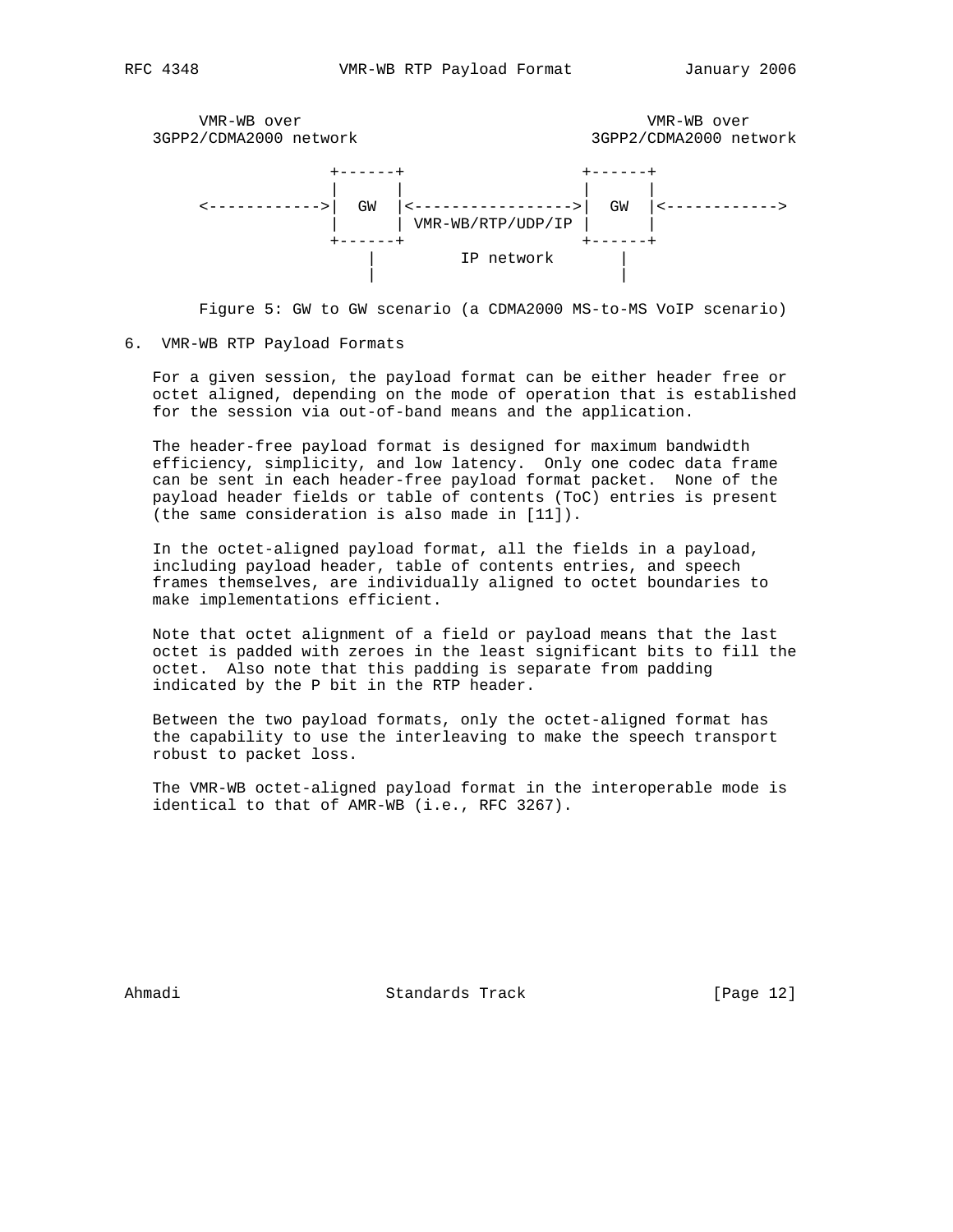```
   VMR-WB over                                         VMR-WB over
3GPP2/CDMA2000 network                           3GPP2/CDMA2000 network

                    +------+                  +------+
                    |      |                  |      |
      <------------>|  GW  |<---------------->|  GW  |<------------>
                    |      | VMR-WB/RTP/UDP/IP |      |
                    +------+                  +------+
                        |         IP network       |
                        |                          |
```

Figure 5: GW to GW scenario (a CDMA2000 MS-to-MS VoIP scenario)

## 6. VMR-WB RTP Payload Formats

For a given session, the payload format can be either header free or octet aligned, depending on the mode of operation that is established for the session via out-of-band means and the application.

The header-free payload format is designed for maximum bandwidth efficiency, simplicity, and low latency. Only one codec data frame can be sent in each header-free payload format packet. None of the payload header fields or table of contents (ToC) entries is present (the same consideration is also made in [11]).

In the octet-aligned payload format, all the fields in a payload, including payload header, table of contents entries, and speech frames themselves, are individually aligned to octet boundaries to make implementations efficient.

Note that octet alignment of a field or payload means that the last octet is padded with zeroes in the least significant bits to fill the octet. Also note that this padding is separate from padding indicated by the P bit in the RTP header.

Between the two payload formats, only the octet-aligned format has the capability to use the interleaving to make the speech transport robust to packet loss.

The VMR-WB octet-aligned payload format in the interoperable mode is identical to that of AMR-WB (i.e., RFC 3267).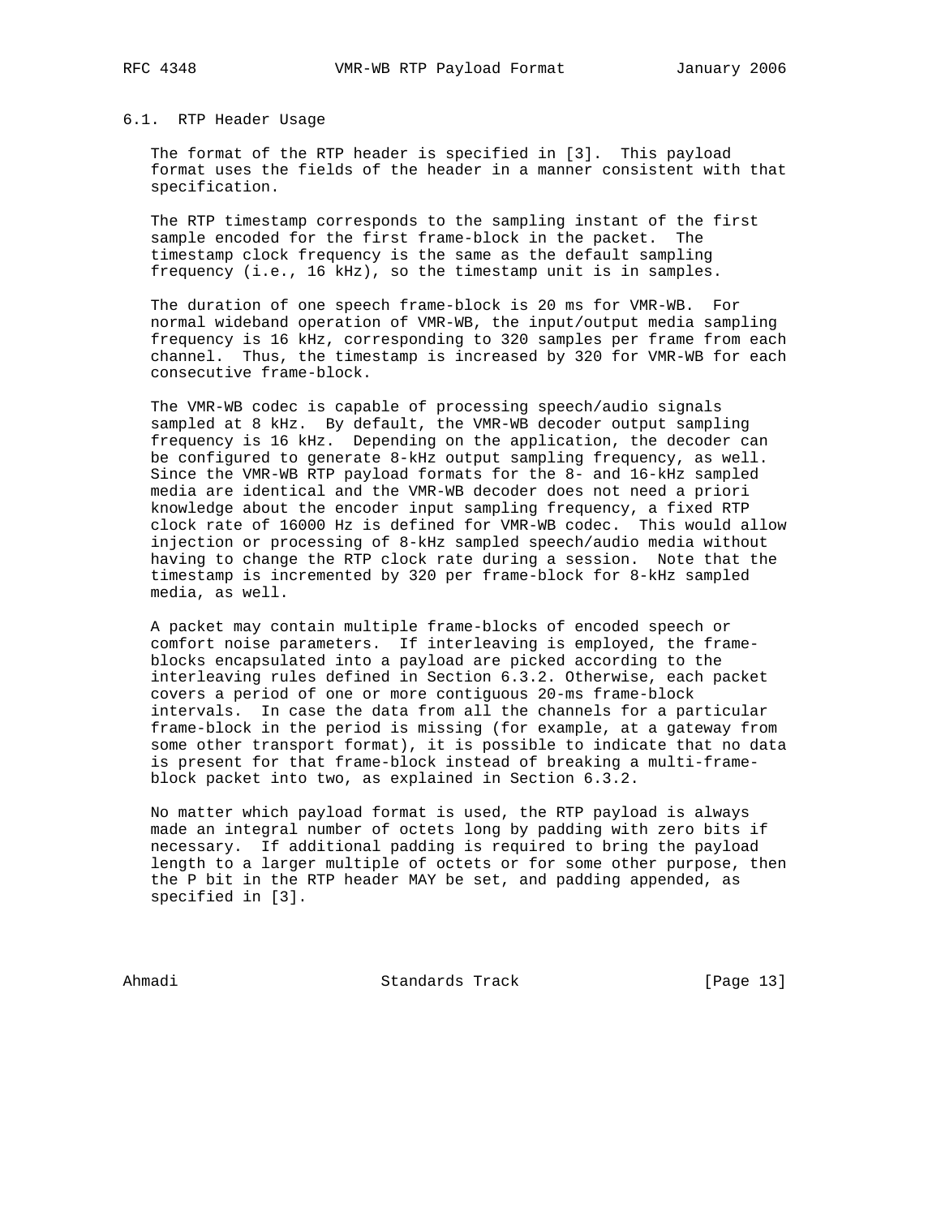## 6.1. RTP Header Usage

The format of the RTP header is specified in [3]. This payload format uses the fields of the header in a manner consistent with that specification.

The RTP timestamp corresponds to the sampling instant of the first sample encoded for the first frame-block in the packet. The timestamp clock frequency is the same as the default sampling frequency (i.e., 16 kHz), so the timestamp unit is in samples.

The duration of one speech frame-block is 20 ms for VMR-WB. For normal wideband operation of VMR-WB, the input/output media sampling frequency is 16 kHz, corresponding to 320 samples per frame from each channel. Thus, the timestamp is increased by 320 for VMR-WB for each consecutive frame-block.

The VMR-WB codec is capable of processing speech/audio signals sampled at 8 kHz. By default, the VMR-WB decoder output sampling frequency is 16 kHz. Depending on the application, the decoder can be configured to generate 8-kHz output sampling frequency, as well. Since the VMR-WB RTP payload formats for the 8- and 16-kHz sampled media are identical and the VMR-WB decoder does not need a priori knowledge about the encoder input sampling frequency, a fixed RTP clock rate of 16000 Hz is defined for VMR-WB codec. This would allow injection or processing of 8-kHz sampled speech/audio media without having to change the RTP clock rate during a session. Note that the timestamp is incremented by 320 per frame-block for 8-kHz sampled media, as well.

A packet may contain multiple frame-blocks of encoded speech or comfort noise parameters. If interleaving is employed, the frame-blocks encapsulated into a payload are picked according to the interleaving rules defined in Section 6.3.2. Otherwise, each packet covers a period of one or more contiguous 20-ms frame-block intervals. In case the data from all the channels for a particular frame-block in the period is missing (for example, at a gateway from some other transport format), it is possible to indicate that no data is present for that frame-block instead of breaking a multi-frame-block packet into two, as explained in Section 6.3.2.

No matter which payload format is used, the RTP payload is always made an integral number of octets long by padding with zero bits if necessary. If additional padding is required to bring the payload length to a larger multiple of octets or for some other purpose, then the P bit in the RTP header MAY be set, and padding appended, as specified in [3].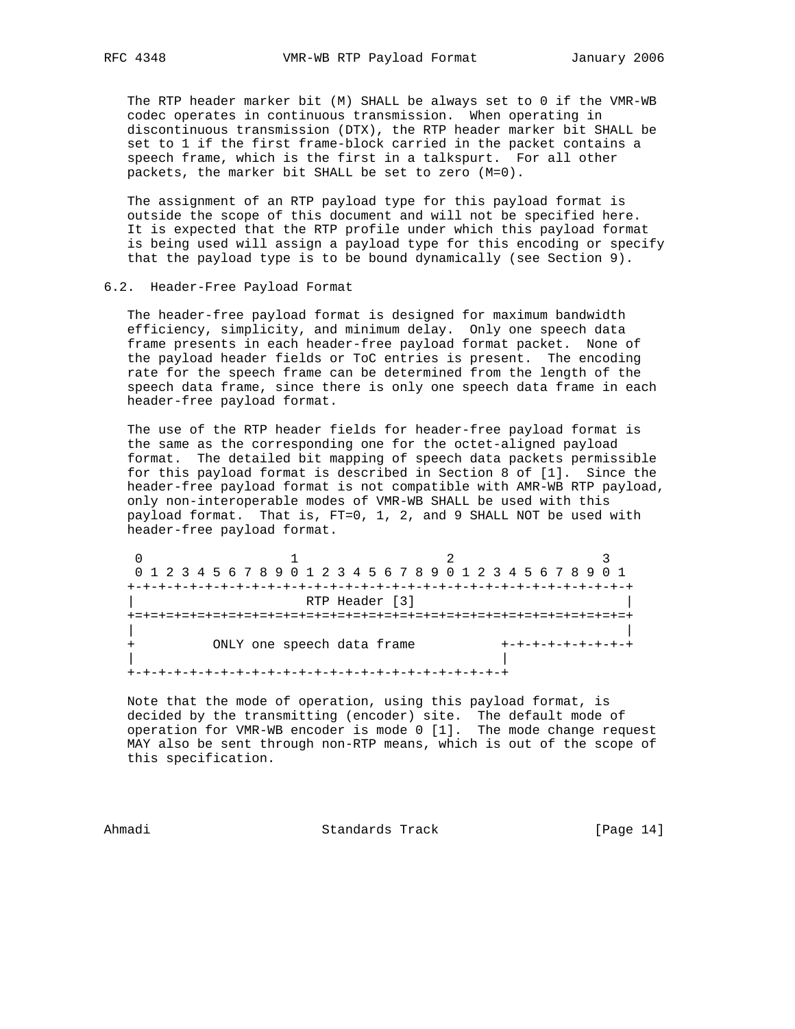The RTP header marker bit (M) SHALL be always set to 0 if the VMR-WB codec operates in continuous transmission. When operating in discontinuous transmission (DTX), the RTP header marker bit SHALL be set to 1 if the first frame-block carried in the packet contains a speech frame, which is the first in a talkspurt. For all other packets, the marker bit SHALL be set to zero (M=0).

The assignment of an RTP payload type for this payload format is outside the scope of this document and will not be specified here. It is expected that the RTP profile under which this payload format is being used will assign a payload type for this encoding or specify that the payload type is to be bound dynamically (see Section 9).

### 6.2. Header-Free Payload Format

The header-free payload format is designed for maximum bandwidth efficiency, simplicity, and minimum delay. Only one speech data frame presents in each header-free payload format packet. None of the payload header fields or ToC entries is present. The encoding rate for the speech frame can be determined from the length of the speech data frame, since there is only one speech data frame in each header-free payload format.

The use of the RTP header fields for header-free payload format is the same as the corresponding one for the octet-aligned payload format. The detailed bit mapping of speech data packets permissible for this payload format is described in Section 8 of [1]. Since the header-free payload format is not compatible with AMR-WB RTP payload, only non-interoperable modes of VMR-WB SHALL be used with this payload format. That is, FT=0, 1, 2, and 9 SHALL NOT be used with header-free payload format.

```
 0                   1                   2                   3
 0 1 2 3 4 5 6 7 8 9 0 1 2 3 4 5 6 7 8 9 0 1 2 3 4 5 6 7 8 9 0 1
+-+-+-+-+-+-+-+-+-+-+-+-+-+-+-+-+-+-+-+-+-+-+-+-+-+-+-+-+-+-+-+-+
|                      RTP Header [3]                           |
+=+=+=+=+=+=+=+=+=+=+=+=+=+=+=+=+=+=+=+=+=+=+=+=+=+=+=+=+=+=+=+=+
|                                                               |
+          ONLY one speech data frame           +-+-+-+-+-+-+-+-+
|                                               |
+-+-+-+-+-+-+-+-+-+-+-+-+-+-+-+-+-+-+-+-+-+-+-+-+
```

Note that the mode of operation, using this payload format, is decided by the transmitting (encoder) site. The default mode of operation for VMR-WB encoder is mode 0 [1]. The mode change request MAY also be sent through non-RTP means, which is out of the scope of this specification.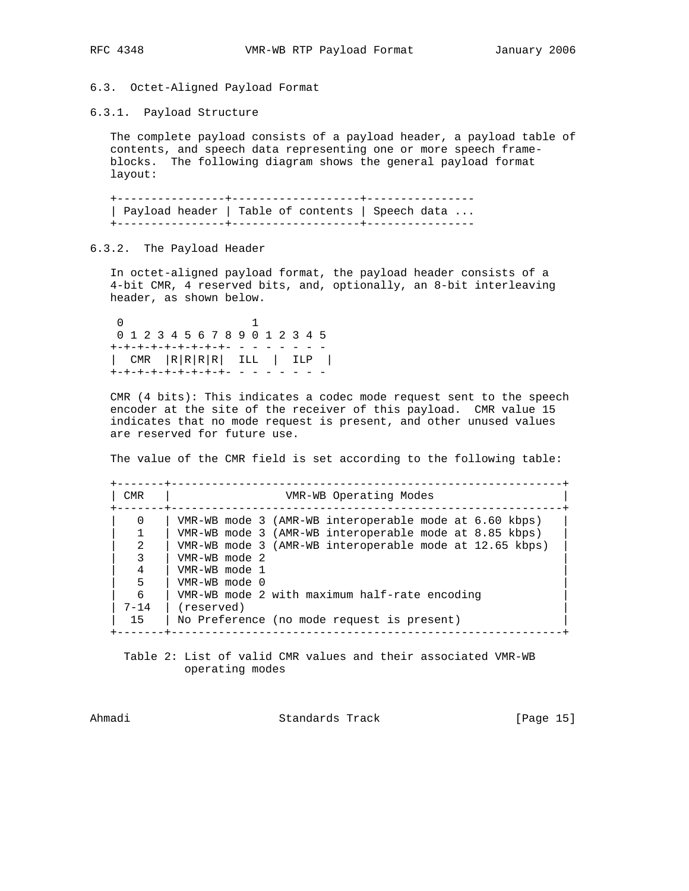### 6.3. Octet-Aligned Payload Format

#### 6.3.1. Payload Structure

The complete payload consists of a payload header, a payload table of contents, and speech data representing one or more speech frame-blocks. The following diagram shows the general payload format layout:

```
+----------------+-------------------+----------------
| Payload header | Table of contents | Speech data ...
+----------------+-------------------+----------------
```

#### 6.3.2. The Payload Header

In octet-aligned payload format, the payload header consists of a 4-bit CMR, 4 reserved bits, and, optionally, an 8-bit interleaving header, as shown below.

```
 0                   1
 0 1 2 3 4 5 6 7 8 9 0 1 2 3 4 5
+-+-+-+-+-+-+-+-+- - - - - - - -
|  CMR  |R|R|R|R|  ILL  |  ILP  |
+-+-+-+-+-+-+-+-+- - - - - - - -
```

CMR (4 bits): This indicates a codec mode request sent to the speech encoder at the site of the receiver of this payload. CMR value 15 indicates that no mode request is present, and other unused values are reserved for future use.

The value of the CMR field is set according to the following table:

| CMR | VMR-WB Operating Modes |
|---|---|
| 0 | VMR-WB mode 3 (AMR-WB interoperable mode at 6.60 kbps) |
| 1 | VMR-WB mode 3 (AMR-WB interoperable mode at 8.85 kbps) |
| 2 | VMR-WB mode 3 (AMR-WB interoperable mode at 12.65 kbps) |
| 3 | VMR-WB mode 2 |
| 4 | VMR-WB mode 1 |
| 5 | VMR-WB mode 0 |
| 6 | VMR-WB mode 2 with maximum half-rate encoding |
| 7-14 | (reserved) |
| 15 | No Preference (no mode request is present) |

Table 2: List of valid CMR values and their associated VMR-WB operating modes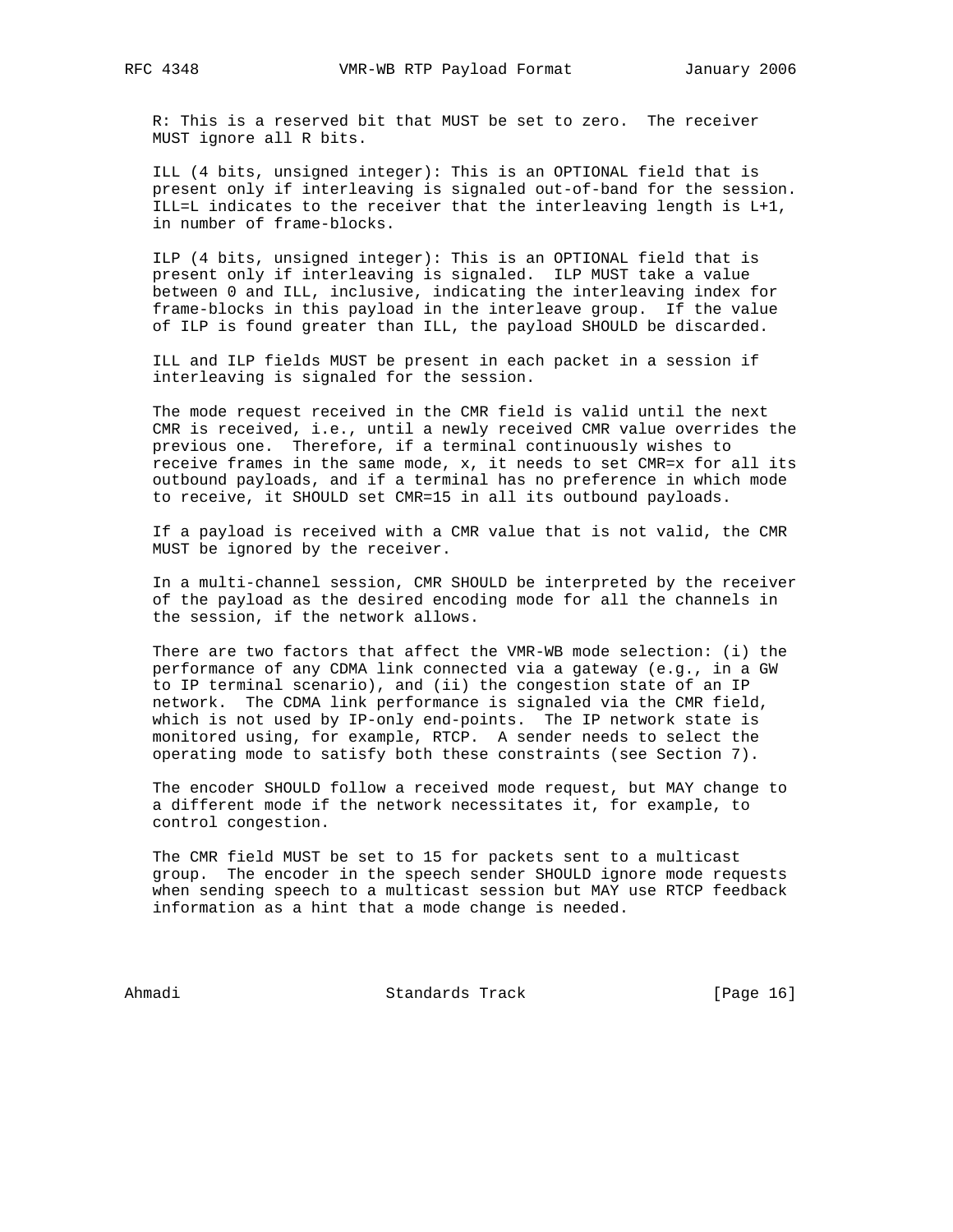R: This is a reserved bit that MUST be set to zero. The receiver MUST ignore all R bits.

ILL (4 bits, unsigned integer): This is an OPTIONAL field that is present only if interleaving is signaled out-of-band for the session. ILL=L indicates to the receiver that the interleaving length is L+1, in number of frame-blocks.

ILP (4 bits, unsigned integer): This is an OPTIONAL field that is present only if interleaving is signaled. ILP MUST take a value between 0 and ILL, inclusive, indicating the interleaving index for frame-blocks in this payload in the interleave group. If the value of ILP is found greater than ILL, the payload SHOULD be discarded.

ILL and ILP fields MUST be present in each packet in a session if interleaving is signaled for the session.

The mode request received in the CMR field is valid until the next CMR is received, i.e., until a newly received CMR value overrides the previous one. Therefore, if a terminal continuously wishes to receive frames in the same mode, x, it needs to set CMR=x for all its outbound payloads, and if a terminal has no preference in which mode to receive, it SHOULD set CMR=15 in all its outbound payloads.

If a payload is received with a CMR value that is not valid, the CMR MUST be ignored by the receiver.

In a multi-channel session, CMR SHOULD be interpreted by the receiver of the payload as the desired encoding mode for all the channels in the session, if the network allows.

There are two factors that affect the VMR-WB mode selection: (i) the performance of any CDMA link connected via a gateway (e.g., in a GW to IP terminal scenario), and (ii) the congestion state of an IP network. The CDMA link performance is signaled via the CMR field, which is not used by IP-only end-points. The IP network state is monitored using, for example, RTCP. A sender needs to select the operating mode to satisfy both these constraints (see Section 7).

The encoder SHOULD follow a received mode request, but MAY change to a different mode if the network necessitates it, for example, to control congestion.

The CMR field MUST be set to 15 for packets sent to a multicast group. The encoder in the speech sender SHOULD ignore mode requests when sending speech to a multicast session but MAY use RTCP feedback information as a hint that a mode change is needed.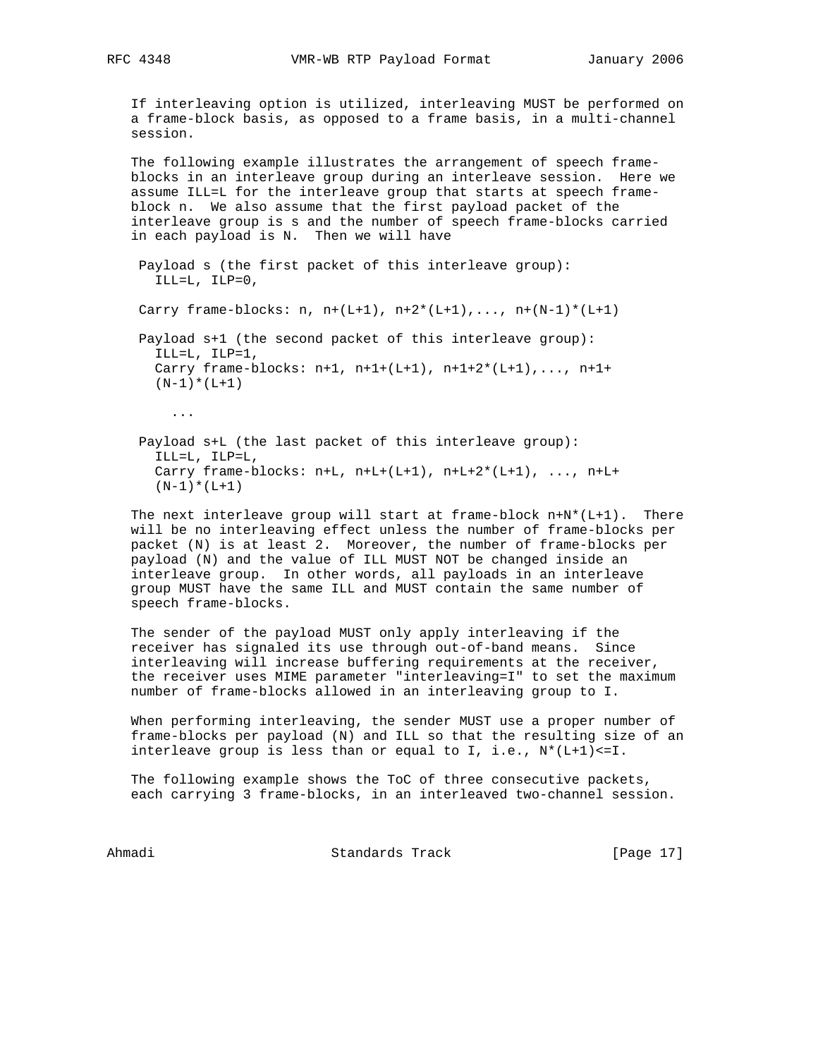If interleaving option is utilized, interleaving MUST be performed on a frame-block basis, as opposed to a frame basis, in a multi-channel session.

The following example illustrates the arrangement of speech frame-blocks in an interleave group during an interleave session. Here we assume ILL=L for the interleave group that starts at speech frame-block n. We also assume that the first payload packet of the interleave group is s and the number of speech frame-blocks carried in each payload is N. Then we will have

```
 Payload s (the first packet of this interleave group):
   ILL=L, ILP=0,

 Carry frame-blocks: n, n+(L+1), n+2*(L+1),..., n+(N-1)*(L+1)

 Payload s+1 (the second packet of this interleave group):
   ILL=L, ILP=1,
   Carry frame-blocks: n+1, n+1+(L+1), n+1+2*(L+1),..., n+1+
   (N-1)*(L+1)

     ...

 Payload s+L (the last packet of this interleave group):
   ILL=L, ILP=L,
   Carry frame-blocks: n+L, n+L+(L+1), n+L+2*(L+1), ..., n+L+
   (N-1)*(L+1)
```

The next interleave group will start at frame-block n+N*(L+1). There will be no interleaving effect unless the number of frame-blocks per packet (N) is at least 2. Moreover, the number of frame-blocks per payload (N) and the value of ILL MUST NOT be changed inside an interleave group. In other words, all payloads in an interleave group MUST have the same ILL and MUST contain the same number of speech frame-blocks.

The sender of the payload MUST only apply interleaving if the receiver has signaled its use through out-of-band means. Since interleaving will increase buffering requirements at the receiver, the receiver uses MIME parameter "interleaving=I" to set the maximum number of frame-blocks allowed in an interleaving group to I.

When performing interleaving, the sender MUST use a proper number of frame-blocks per payload (N) and ILL so that the resulting size of an interleave group is less than or equal to I, i.e., N*(L+1)<=I.

The following example shows the ToC of three consecutive packets, each carrying 3 frame-blocks, in an interleaved two-channel session.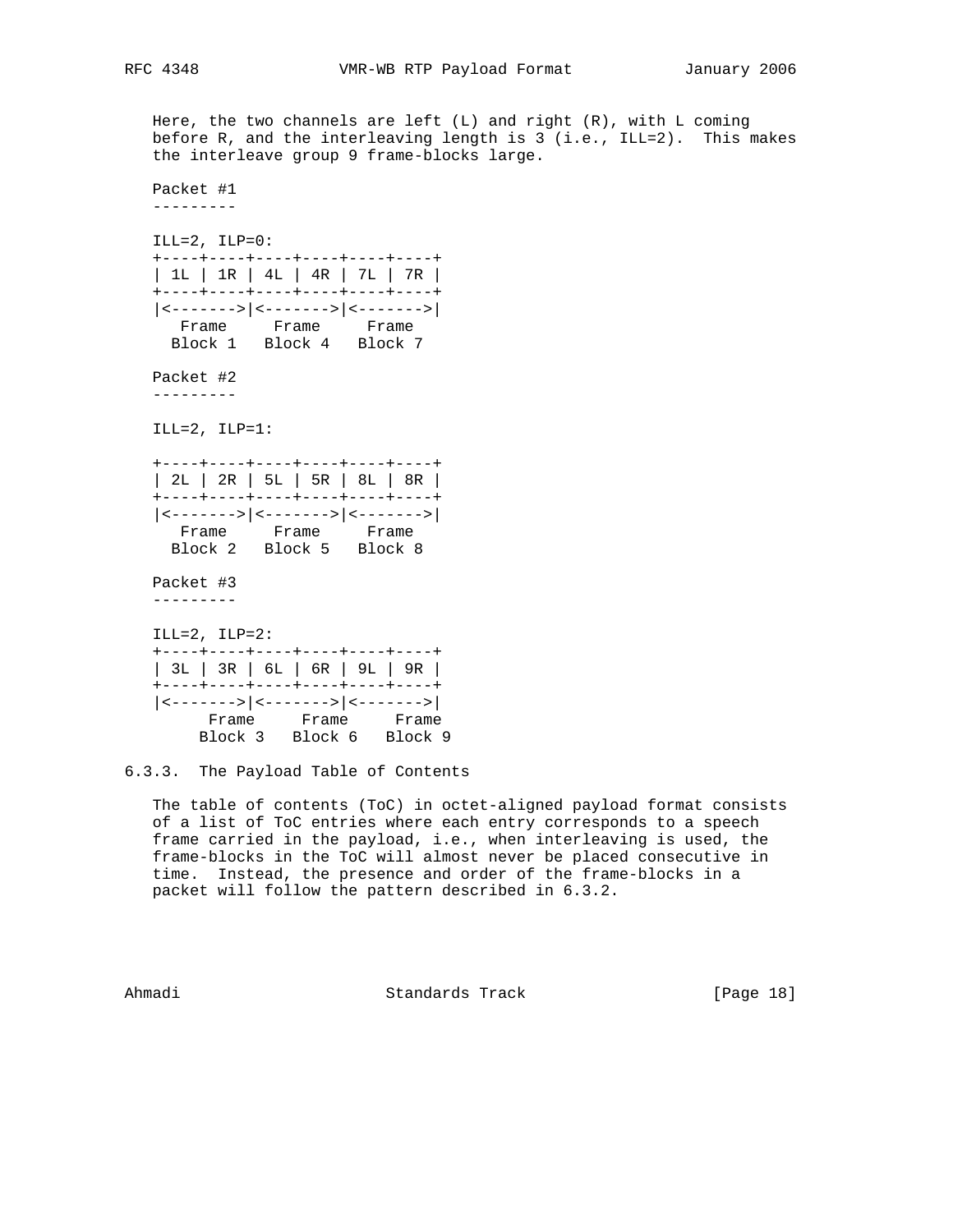Here, the two channels are left (L) and right (R), with L coming before R, and the interleaving length is 3 (i.e., ILL=2). This makes the interleave group 9 frame-blocks large.

```
Packet #1
---------

ILL=2, ILP=0:
+----+----+----+----+----+----+
| 1L | 1R | 4L | 4R | 7L | 7R |
+----+----+----+----+----+----+
|<------->|<------->|<------->|
  Frame     Frame     Frame
 Block 1   Block 4   Block 7

Packet #2
---------

ILL=2, ILP=1:

+----+----+----+----+----+----+
| 2L | 2R | 5L | 5R | 8L | 8R |
+----+----+----+----+----+----+
|<------->|<------->|<------->|
  Frame     Frame     Frame
 Block 2   Block 5   Block 8

Packet #3
---------

ILL=2, ILP=2:
+----+----+----+----+----+----+
| 3L | 3R | 6L | 6R | 9L | 9R |
+----+----+----+----+----+----+
|<------->|<------->|<------->|
     Frame     Frame     Frame
    Block 3   Block 6   Block 9
```

### 6.3.3. The Payload Table of Contents

The table of contents (ToC) in octet-aligned payload format consists of a list of ToC entries where each entry corresponds to a speech frame carried in the payload, i.e., when interleaving is used, the frame-blocks in the ToC will almost never be placed consecutive in time. Instead, the presence and order of the frame-blocks in a packet will follow the pattern described in 6.3.2.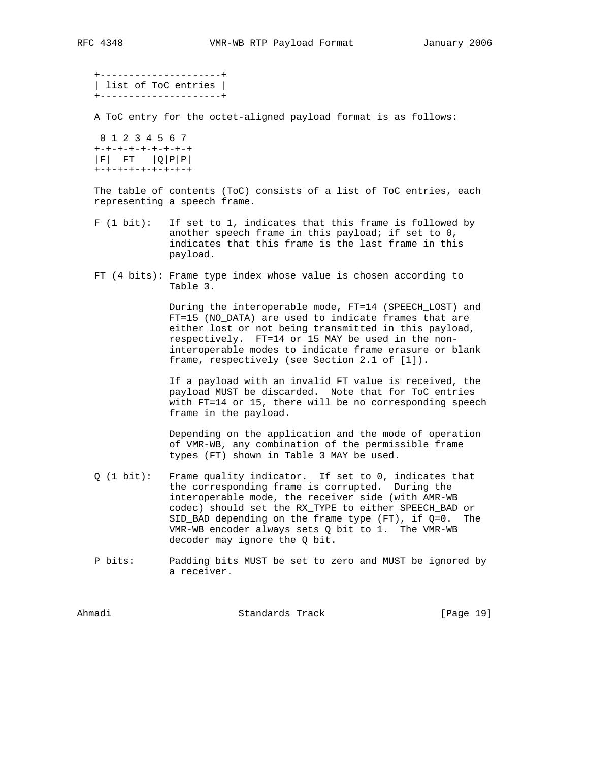```
+---------------------+
| list of ToC entries |
+---------------------+
```

A ToC entry for the octet-aligned payload format is as follows:

```
 0 1 2 3 4 5 6 7
+-+-+-+-+-+-+-+-+
|F|  FT   |Q|P|P|
+-+-+-+-+-+-+-+-+
```

The table of contents (ToC) consists of a list of ToC entries, each representing a speech frame.

F (1 bit): If set to 1, indicates that this frame is followed by another speech frame in this payload; if set to 0, indicates that this frame is the last frame in this payload.

FT (4 bits): Frame type index whose value is chosen according to Table 3.

During the interoperable mode, FT=14 (SPEECH_LOST) and FT=15 (NO_DATA) are used to indicate frames that are either lost or not being transmitted in this payload, respectively. FT=14 or 15 MAY be used in the non-interoperable modes to indicate frame erasure or blank frame, respectively (see Section 2.1 of [1]).

If a payload with an invalid FT value is received, the payload MUST be discarded. Note that for ToC entries with FT=14 or 15, there will be no corresponding speech frame in the payload.

Depending on the application and the mode of operation of VMR-WB, any combination of the permissible frame types (FT) shown in Table 3 MAY be used.

Q (1 bit): Frame quality indicator. If set to 0, indicates that the corresponding frame is corrupted. During the interoperable mode, the receiver side (with AMR-WB codec) should set the RX_TYPE to either SPEECH_BAD or SID_BAD depending on the frame type (FT), if Q=0. The VMR-WB encoder always sets Q bit to 1. The VMR-WB decoder may ignore the Q bit.

P bits: Padding bits MUST be set to zero and MUST be ignored by a receiver.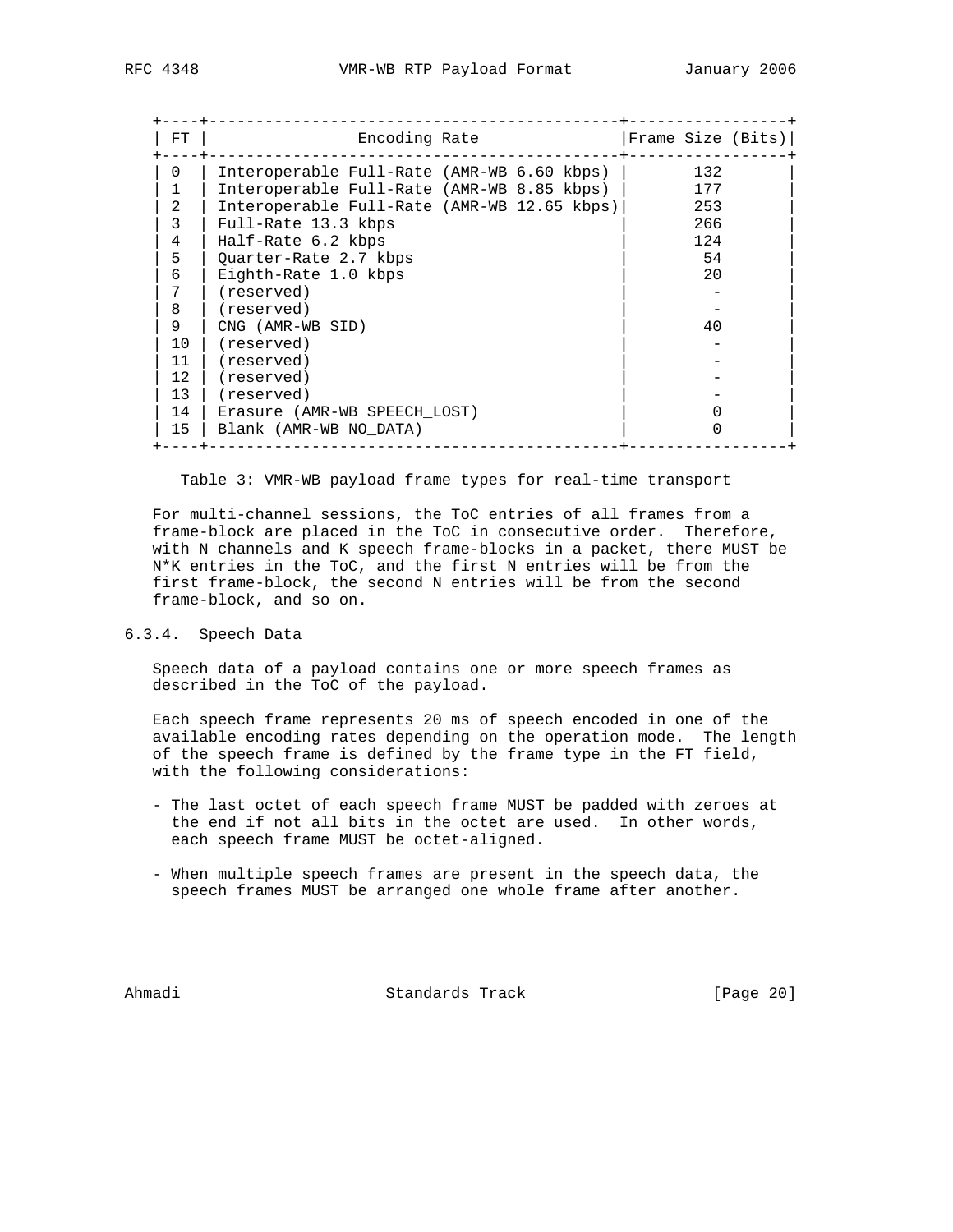| FT | Encoding Rate | Frame Size (Bits) |
|---|---|---|
| 0 | Interoperable Full-Rate (AMR-WB 6.60 kbps) | 132 |
| 1 | Interoperable Full-Rate (AMR-WB 8.85 kbps) | 177 |
| 2 | Interoperable Full-Rate (AMR-WB 12.65 kbps) | 253 |
| 3 | Full-Rate 13.3 kbps | 266 |
| 4 | Half-Rate 6.2 kbps | 124 |
| 5 | Quarter-Rate 2.7 kbps | 54 |
| 6 | Eighth-Rate 1.0 kbps | 20 |
| 7 | (reserved) | - |
| 8 | (reserved) | - |
| 9 | CNG (AMR-WB SID) | 40 |
| 10 | (reserved) | - |
| 11 | (reserved) | - |
| 12 | (reserved) | - |
| 13 | (reserved) | - |
| 14 | Erasure (AMR-WB SPEECH_LOST) | 0 |
| 15 | Blank (AMR-WB NO_DATA) | 0 |

Table 3: VMR-WB payload frame types for real-time transport

For multi-channel sessions, the ToC entries of all frames from a frame-block are placed in the ToC in consecutive order. Therefore, with N channels and K speech frame-blocks in a packet, there MUST be N*K entries in the ToC, and the first N entries will be from the first frame-block, the second N entries will be from the second frame-block, and so on.

### 6.3.4. Speech Data

Speech data of a payload contains one or more speech frames as described in the ToC of the payload.

Each speech frame represents 20 ms of speech encoded in one of the available encoding rates depending on the operation mode. The length of the speech frame is defined by the frame type in the FT field, with the following considerations:

- The last octet of each speech frame MUST be padded with zeroes at the end if not all bits in the octet are used. In other words, each speech frame MUST be octet-aligned.

- When multiple speech frames are present in the speech data, the speech frames MUST be arranged one whole frame after another.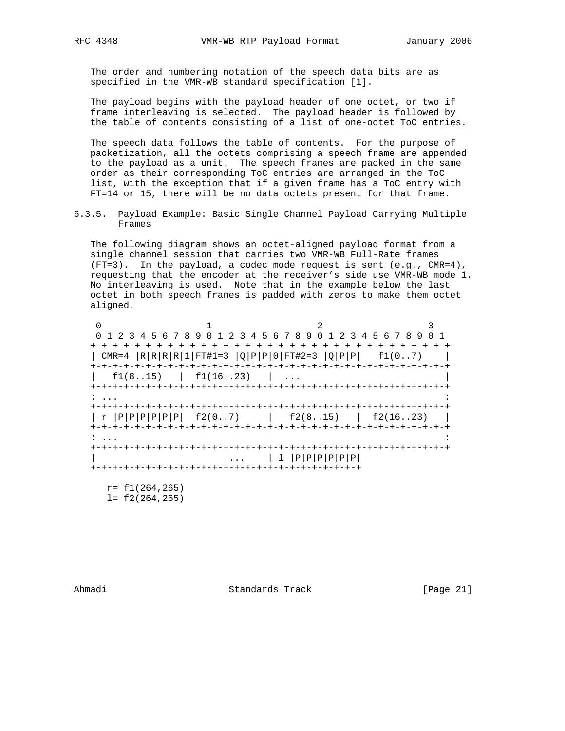The order and numbering notation of the speech data bits are as specified in the VMR-WB standard specification [1].

The payload begins with the payload header of one octet, or two if frame interleaving is selected. The payload header is followed by the table of contents consisting of a list of one-octet ToC entries.

The speech data follows the table of contents. For the purpose of packetization, all the octets comprising a speech frame are appended to the payload as a unit. The speech frames are packed in the same order as their corresponding ToC entries are arranged in the ToC list, with the exception that if a given frame has a ToC entry with FT=14 or 15, there will be no data octets present for that frame.

### 6.3.5. Payload Example: Basic Single Channel Payload Carrying Multiple Frames

The following diagram shows an octet-aligned payload format from a single channel session that carries two VMR-WB Full-Rate frames (FT=3). In the payload, a codec mode request is sent (e.g., CMR=4), requesting that the encoder at the receiver's side use VMR-WB mode 1. No interleaving is used. Note that in the example below the last octet in both speech frames is padded with zeros to make them octet aligned.

```
 0                   1                   2                   3
 0 1 2 3 4 5 6 7 8 9 0 1 2 3 4 5 6 7 8 9 0 1 2 3 4 5 6 7 8 9 0 1
+-+-+-+-+-+-+-+-+-+-+-+-+-+-+-+-+-+-+-+-+-+-+-+-+-+-+-+-+-+-+-+-+
| CMR=4 |R|R|R|R|1|FT#1=3 |Q|P|P|0|FT#2=3 |Q|P|P|   f1(0..7)    |
+-+-+-+-+-+-+-+-+-+-+-+-+-+-+-+-+-+-+-+-+-+-+-+-+-+-+-+-+-+-+-+-+
|   f1(8..15)   |  f1(16..23)   |  ...                          |
+-+-+-+-+-+-+-+-+-+-+-+-+-+-+-+-+-+-+-+-+-+-+-+-+-+-+-+-+-+-+-+-+
: ...                                                           :
+-+-+-+-+-+-+-+-+-+-+-+-+-+-+-+-+-+-+-+-+-+-+-+-+-+-+-+-+-+-+-+-+
| r |P|P|P|P|P|P|  f2(0..7)     |   f2(8..15)   |  f2(16..23)   |
+-+-+-+-+-+-+-+-+-+-+-+-+-+-+-+-+-+-+-+-+-+-+-+-+-+-+-+-+-+-+-+-+
: ...                                                           :
+-+-+-+-+-+-+-+-+-+-+-+-+-+-+-+-+-+-+-+-+-+-+-+-+-+-+-+-+-+-+-+-+
|                        ...    | l |P|P|P|P|P|P|
+-+-+-+-+-+-+-+-+-+-+-+-+-+-+-+-+-+-+-+-+-+-+-+-+

   r= f1(264,265)
   l= f2(264,265)
```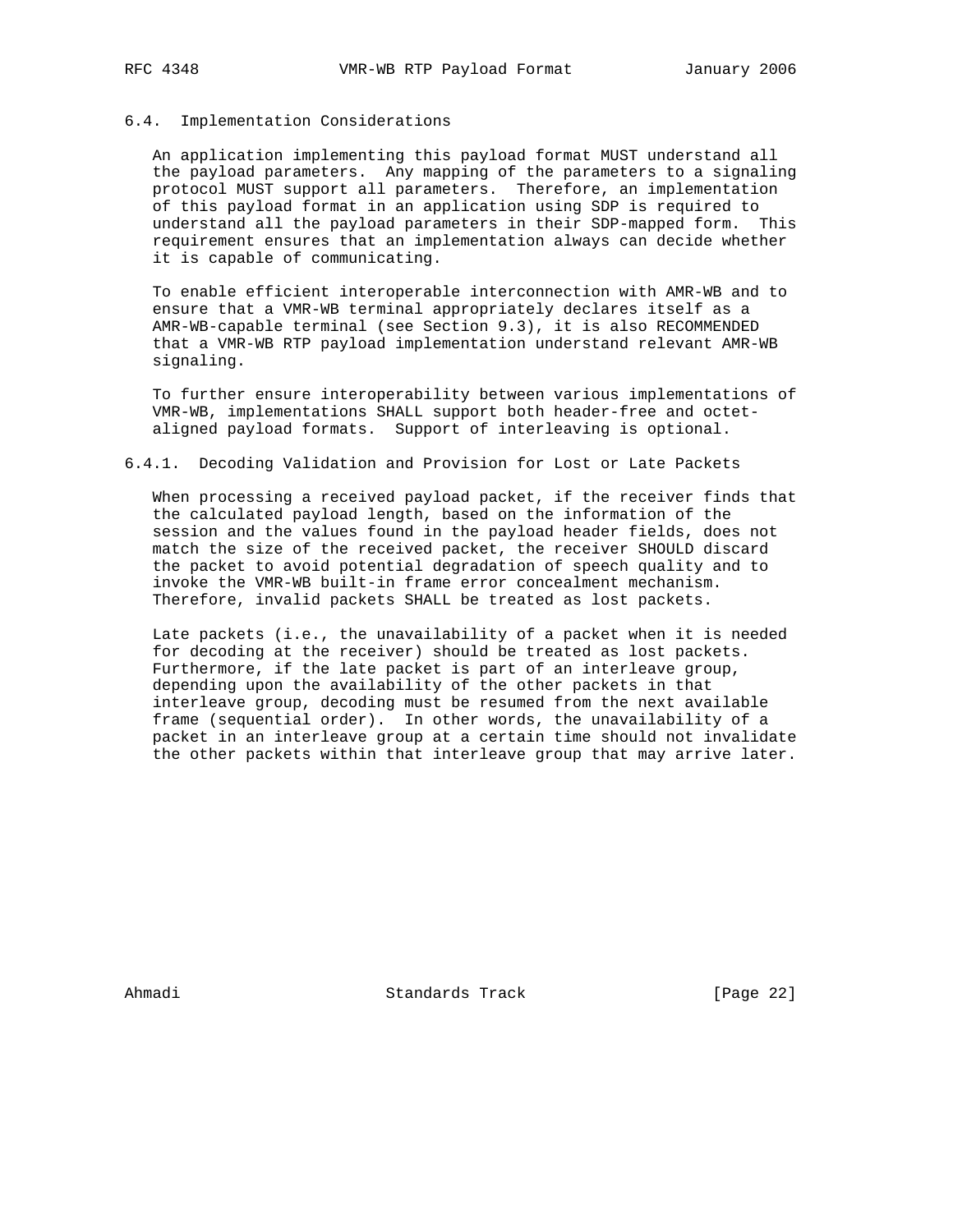### 6.4. Implementation Considerations

An application implementing this payload format MUST understand all the payload parameters. Any mapping of the parameters to a signaling protocol MUST support all parameters. Therefore, an implementation of this payload format in an application using SDP is required to understand all the payload parameters in their SDP-mapped form. This requirement ensures that an implementation always can decide whether it is capable of communicating.

To enable efficient interoperable interconnection with AMR-WB and to ensure that a VMR-WB terminal appropriately declares itself as a AMR-WB-capable terminal (see Section 9.3), it is also RECOMMENDED that a VMR-WB RTP payload implementation understand relevant AMR-WB signaling.

To further ensure interoperability between various implementations of VMR-WB, implementations SHALL support both header-free and octet-aligned payload formats. Support of interleaving is optional.

#### 6.4.1. Decoding Validation and Provision for Lost or Late Packets

When processing a received payload packet, if the receiver finds that the calculated payload length, based on the information of the session and the values found in the payload header fields, does not match the size of the received packet, the receiver SHOULD discard the packet to avoid potential degradation of speech quality and to invoke the VMR-WB built-in frame error concealment mechanism. Therefore, invalid packets SHALL be treated as lost packets.

Late packets (i.e., the unavailability of a packet when it is needed for decoding at the receiver) should be treated as lost packets. Furthermore, if the late packet is part of an interleave group, depending upon the availability of the other packets in that interleave group, decoding must be resumed from the next available frame (sequential order). In other words, the unavailability of a packet in an interleave group at a certain time should not invalidate the other packets within that interleave group that may arrive later.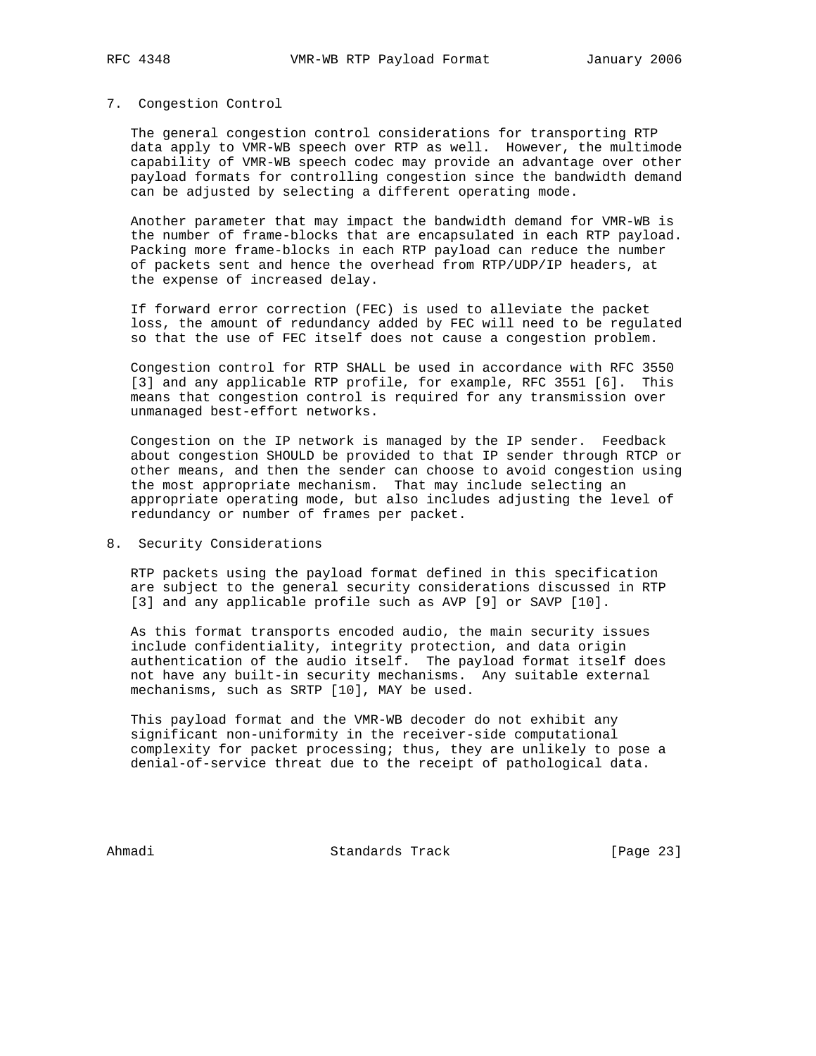## 7. Congestion Control

The general congestion control considerations for transporting RTP data apply to VMR-WB speech over RTP as well. However, the multimode capability of VMR-WB speech codec may provide an advantage over other payload formats for controlling congestion since the bandwidth demand can be adjusted by selecting a different operating mode.

Another parameter that may impact the bandwidth demand for VMR-WB is the number of frame-blocks that are encapsulated in each RTP payload. Packing more frame-blocks in each RTP payload can reduce the number of packets sent and hence the overhead from RTP/UDP/IP headers, at the expense of increased delay.

If forward error correction (FEC) is used to alleviate the packet loss, the amount of redundancy added by FEC will need to be regulated so that the use of FEC itself does not cause a congestion problem.

Congestion control for RTP SHALL be used in accordance with RFC 3550 [3] and any applicable RTP profile, for example, RFC 3551 [6]. This means that congestion control is required for any transmission over unmanaged best-effort networks.

Congestion on the IP network is managed by the IP sender. Feedback about congestion SHOULD be provided to that IP sender through RTCP or other means, and then the sender can choose to avoid congestion using the most appropriate mechanism. That may include selecting an appropriate operating mode, but also includes adjusting the level of redundancy or number of frames per packet.

## 8. Security Considerations

RTP packets using the payload format defined in this specification are subject to the general security considerations discussed in RTP [3] and any applicable profile such as AVP [9] or SAVP [10].

As this format transports encoded audio, the main security issues include confidentiality, integrity protection, and data origin authentication of the audio itself. The payload format itself does not have any built-in security mechanisms. Any suitable external mechanisms, such as SRTP [10], MAY be used.

This payload format and the VMR-WB decoder do not exhibit any significant non-uniformity in the receiver-side computational complexity for packet processing; thus, they are unlikely to pose a denial-of-service threat due to the receipt of pathological data.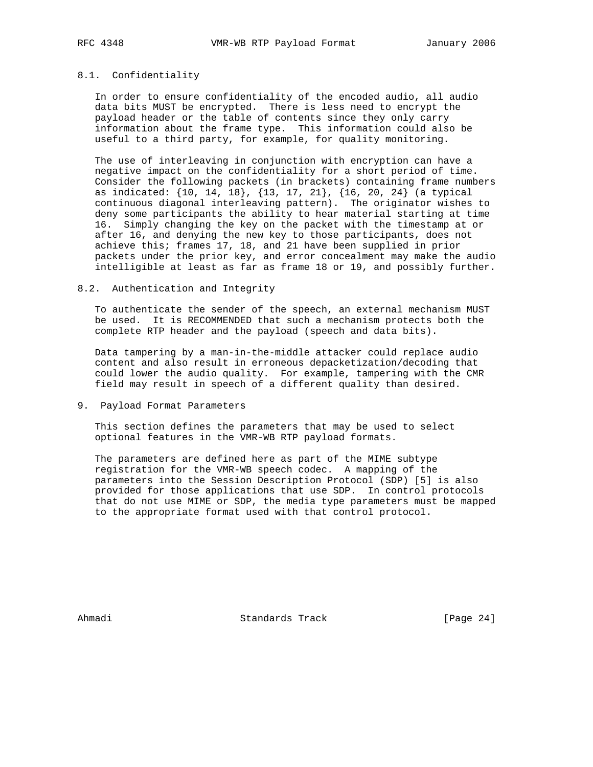### 8.1. Confidentiality

In order to ensure confidentiality of the encoded audio, all audio data bits MUST be encrypted. There is less need to encrypt the payload header or the table of contents since they only carry information about the frame type. This information could also be useful to a third party, for example, for quality monitoring.

The use of interleaving in conjunction with encryption can have a negative impact on the confidentiality for a short period of time. Consider the following packets (in brackets) containing frame numbers as indicated: {10, 14, 18}, {13, 17, 21}, {16, 20, 24} (a typical continuous diagonal interleaving pattern). The originator wishes to deny some participants the ability to hear material starting at time 16. Simply changing the key on the packet with the timestamp at or after 16, and denying the new key to those participants, does not achieve this; frames 17, 18, and 21 have been supplied in prior packets under the prior key, and error concealment may make the audio intelligible at least as far as frame 18 or 19, and possibly further.

### 8.2. Authentication and Integrity

To authenticate the sender of the speech, an external mechanism MUST be used. It is RECOMMENDED that such a mechanism protects both the complete RTP header and the payload (speech and data bits).

Data tampering by a man-in-the-middle attacker could replace audio content and also result in erroneous depacketization/decoding that could lower the audio quality. For example, tampering with the CMR field may result in speech of a different quality than desired.

## 9. Payload Format Parameters

This section defines the parameters that may be used to select optional features in the VMR-WB RTP payload formats.

The parameters are defined here as part of the MIME subtype registration for the VMR-WB speech codec. A mapping of the parameters into the Session Description Protocol (SDP) [5] is also provided for those applications that use SDP. In control protocols that do not use MIME or SDP, the media type parameters must be mapped to the appropriate format used with that control protocol.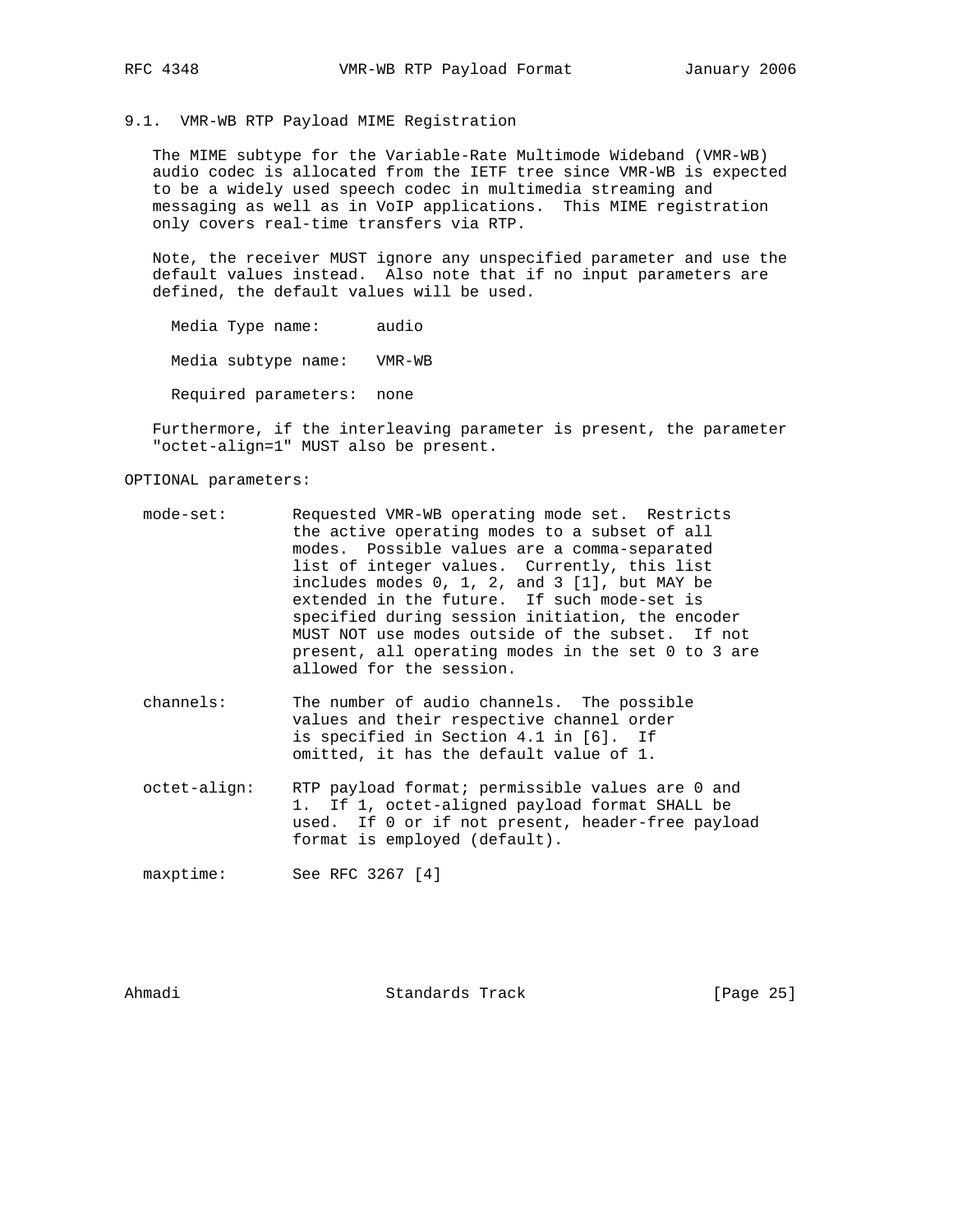### 9.1. VMR-WB RTP Payload MIME Registration

The MIME subtype for the Variable-Rate Multimode Wideband (VMR-WB) audio codec is allocated from the IETF tree since VMR-WB is expected to be a widely used speech codec in multimedia streaming and messaging as well as in VoIP applications. This MIME registration only covers real-time transfers via RTP.

Note, the receiver MUST ignore any unspecified parameter and use the default values instead. Also note that if no input parameters are defined, the default values will be used.

Media Type name: audio

Media subtype name: VMR-WB

Required parameters: none

Furthermore, if the interleaving parameter is present, the parameter "octet-align=1" MUST also be present.

OPTIONAL parameters:

mode-set: Requested VMR-WB operating mode set. Restricts the active operating modes to a subset of all modes. Possible values are a comma-separated list of integer values. Currently, this list includes modes 0, 1, 2, and 3 [1], but MAY be extended in the future. If such mode-set is specified during session initiation, the encoder MUST NOT use modes outside of the subset. If not present, all operating modes in the set 0 to 3 are allowed for the session.

channels: The number of audio channels. The possible values and their respective channel order is specified in Section 4.1 in [6]. If omitted, it has the default value of 1.

octet-align: RTP payload format; permissible values are 0 and 1. If 1, octet-aligned payload format SHALL be used. If 0 or if not present, header-free payload format is employed (default).

maxptime: See RFC 3267 [4]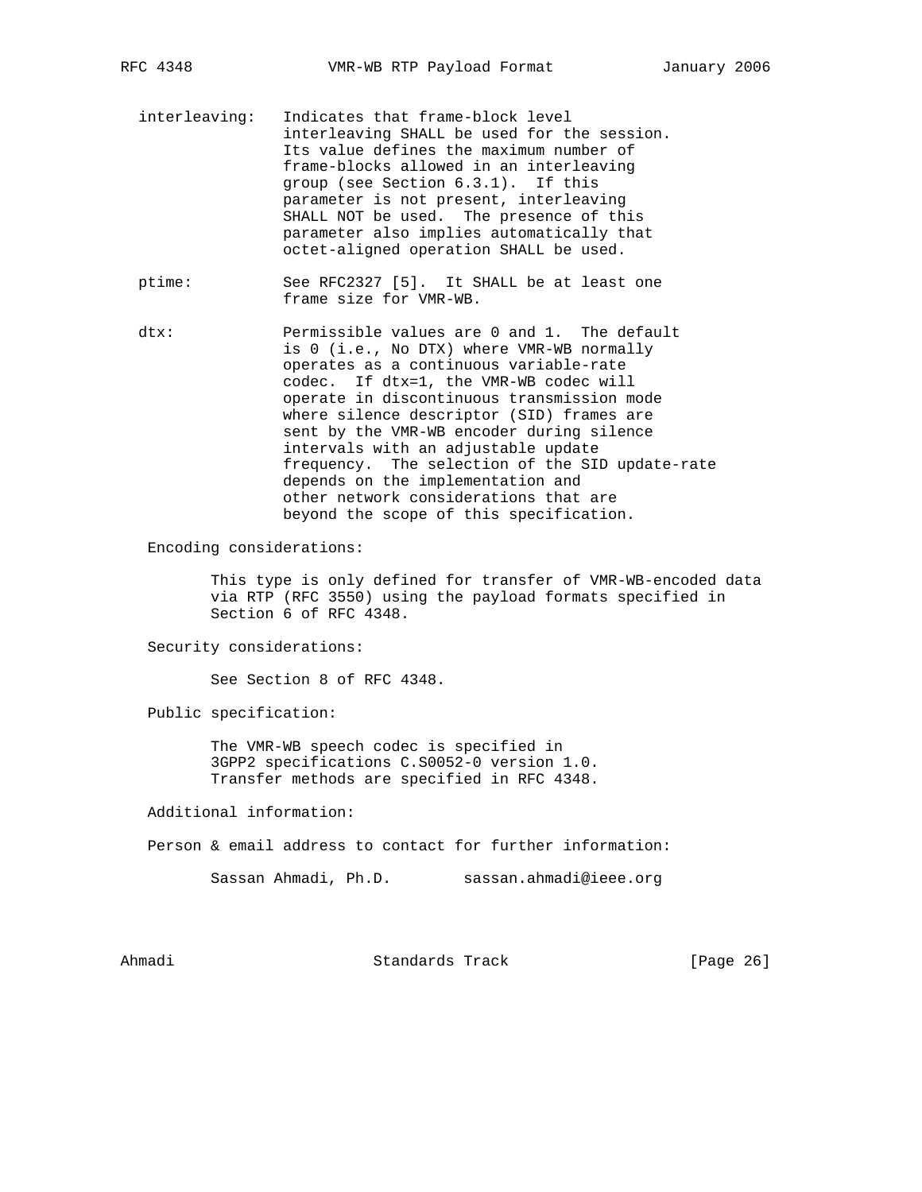interleaving: Indicates that frame-block level interleaving SHALL be used for the session. Its value defines the maximum number of frame-blocks allowed in an interleaving group (see Section 6.3.1). If this parameter is not present, interleaving SHALL NOT be used. The presence of this parameter also implies automatically that octet-aligned operation SHALL be used.

ptime: See RFC2327 [5]. It SHALL be at least one frame size for VMR-WB.

dtx: Permissible values are 0 and 1. The default is 0 (i.e., No DTX) where VMR-WB normally operates as a continuous variable-rate codec. If dtx=1, the VMR-WB codec will operate in discontinuous transmission mode where silence descriptor (SID) frames are sent by the VMR-WB encoder during silence intervals with an adjustable update frequency. The selection of the SID update-rate depends on the implementation and other network considerations that are beyond the scope of this specification.

Encoding considerations:

This type is only defined for transfer of VMR-WB-encoded data via RTP (RFC 3550) using the payload formats specified in Section 6 of RFC 4348.

Security considerations:

See Section 8 of RFC 4348.

Public specification:

The VMR-WB speech codec is specified in 3GPP2 specifications C.S0052-0 version 1.0. Transfer methods are specified in RFC 4348.

Additional information:

Person & email address to contact for further information:

Sassan Ahmadi, Ph.D. sassan.ahmadi@ieee.org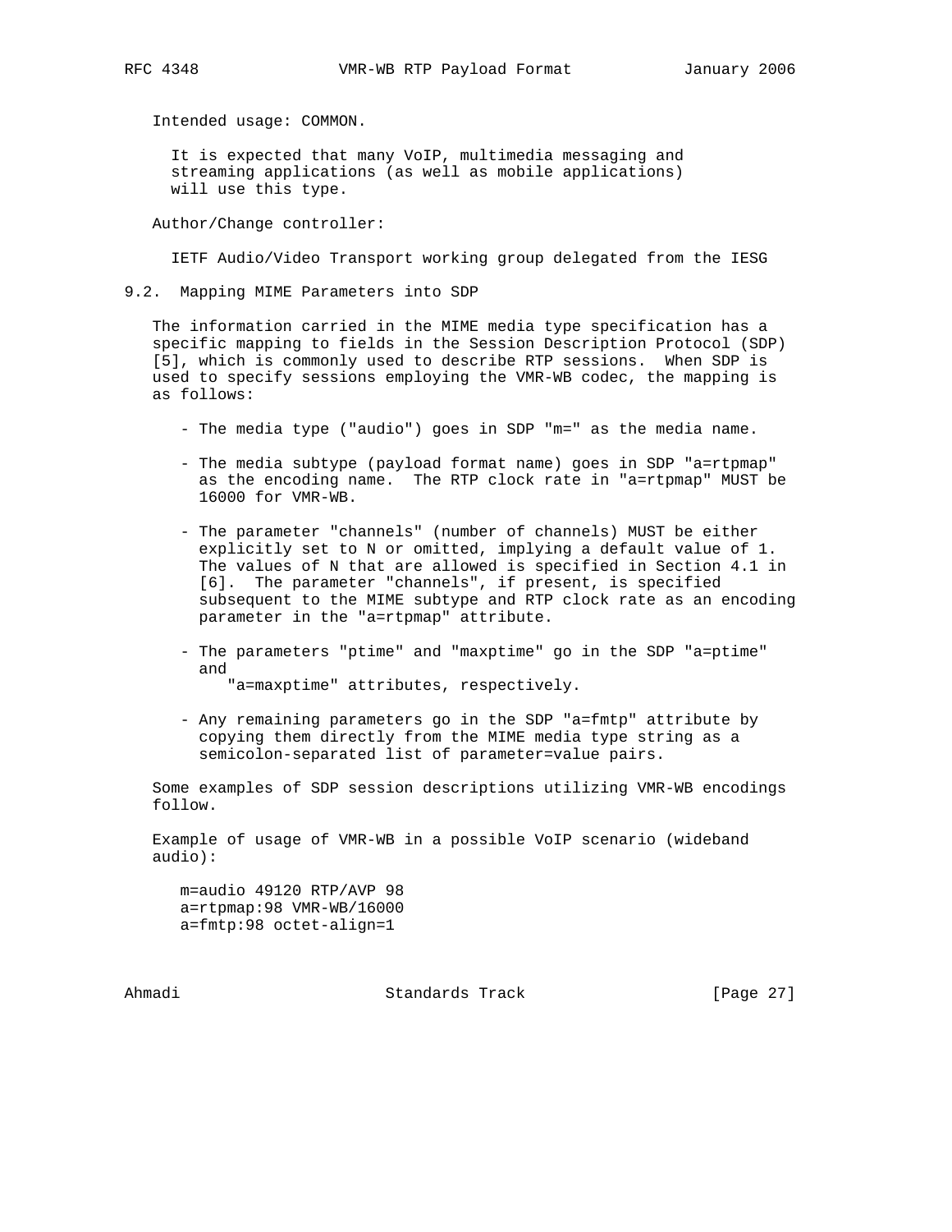Intended usage: COMMON.

It is expected that many VoIP, multimedia messaging and streaming applications (as well as mobile applications) will use this type.

Author/Change controller:

IETF Audio/Video Transport working group delegated from the IESG

## 9.2. Mapping MIME Parameters into SDP

The information carried in the MIME media type specification has a specific mapping to fields in the Session Description Protocol (SDP) [5], which is commonly used to describe RTP sessions. When SDP is used to specify sessions employing the VMR-WB codec, the mapping is as follows:

- The media type ("audio") goes in SDP "m=" as the media name.

- The media subtype (payload format name) goes in SDP "a=rtpmap" as the encoding name. The RTP clock rate in "a=rtpmap" MUST be 16000 for VMR-WB.

- The parameter "channels" (number of channels) MUST be either explicitly set to N or omitted, implying a default value of 1. The values of N that are allowed is specified in Section 4.1 in [6]. The parameter "channels", if present, is specified subsequent to the MIME subtype and RTP clock rate as an encoding parameter in the "a=rtpmap" attribute.

- The parameters "ptime" and "maxptime" go in the SDP "a=ptime" and "a=maxptime" attributes, respectively.

- Any remaining parameters go in the SDP "a=fmtp" attribute by copying them directly from the MIME media type string as a semicolon-separated list of parameter=value pairs.

Some examples of SDP session descriptions utilizing VMR-WB encodings follow.

Example of usage of VMR-WB in a possible VoIP scenario (wideband audio):

```
m=audio 49120 RTP/AVP 98
a=rtpmap:98 VMR-WB/16000
a=fmtp:98 octet-align=1
```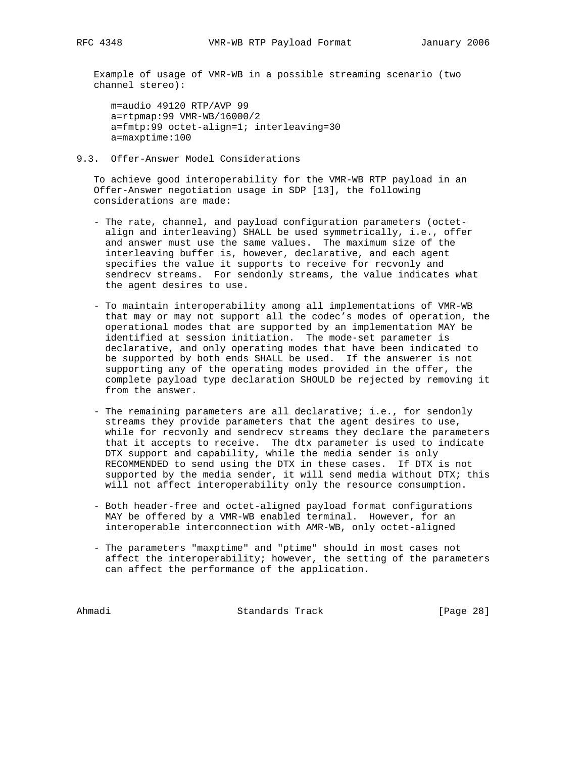Example of usage of VMR-WB in a possible streaming scenario (two channel stereo):

```
m=audio 49120 RTP/AVP 99
a=rtpmap:99 VMR-WB/16000/2
a=fmtp:99 octet-align=1; interleaving=30
a=maxptime:100
```

### 9.3. Offer-Answer Model Considerations

To achieve good interoperability for the VMR-WB RTP payload in an Offer-Answer negotiation usage in SDP [13], the following considerations are made:

- The rate, channel, and payload configuration parameters (octet-align and interleaving) SHALL be used symmetrically, i.e., offer and answer must use the same values. The maximum size of the interleaving buffer is, however, declarative, and each agent specifies the value it supports to receive for recvonly and sendrecv streams. For sendonly streams, the value indicates what the agent desires to use.

- To maintain interoperability among all implementations of VMR-WB that may or may not support all the codec's modes of operation, the operational modes that are supported by an implementation MAY be identified at session initiation. The mode-set parameter is declarative, and only operating modes that have been indicated to be supported by both ends SHALL be used. If the answerer is not supporting any of the operating modes provided in the offer, the complete payload type declaration SHOULD be rejected by removing it from the answer.

- The remaining parameters are all declarative; i.e., for sendonly streams they provide parameters that the agent desires to use, while for recvonly and sendrecv streams they declare the parameters that it accepts to receive. The dtx parameter is used to indicate DTX support and capability, while the media sender is only RECOMMENDED to send using the DTX in these cases. If DTX is not supported by the media sender, it will send media without DTX; this will not affect interoperability only the resource consumption.

- Both header-free and octet-aligned payload format configurations MAY be offered by a VMR-WB enabled terminal. However, for an interoperable interconnection with AMR-WB, only octet-aligned

- The parameters "maxptime" and "ptime" should in most cases not affect the interoperability; however, the setting of the parameters can affect the performance of the application.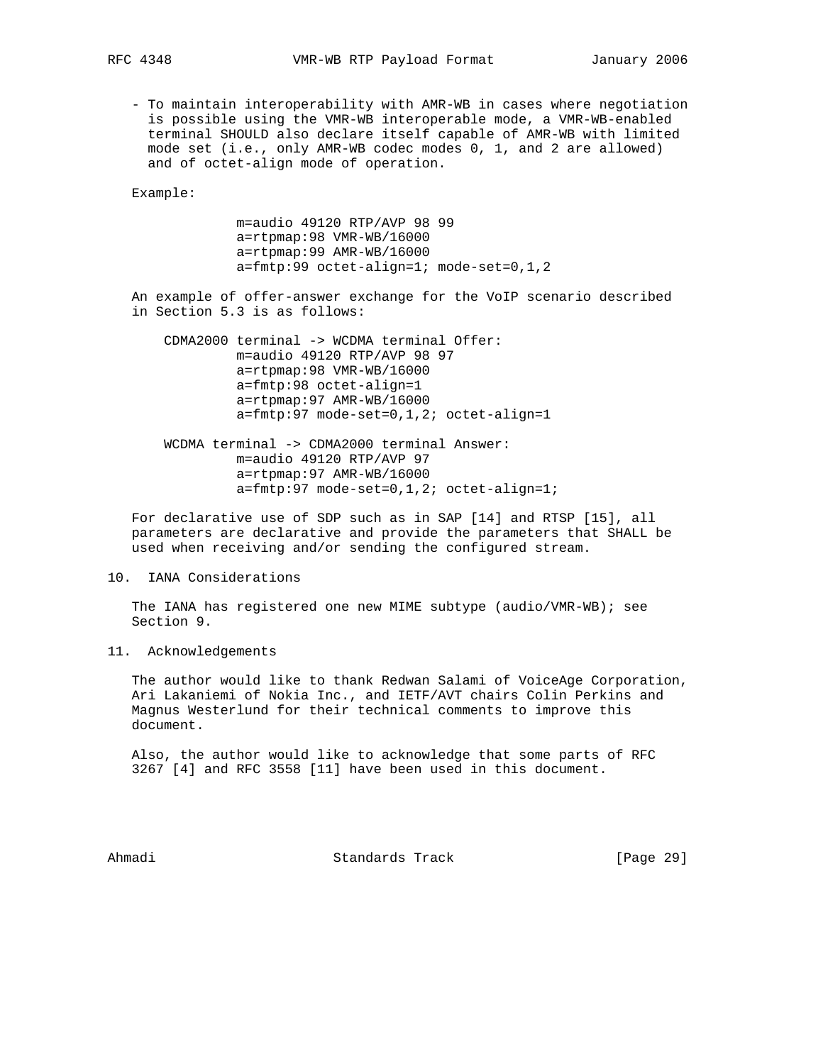- To maintain interoperability with AMR-WB in cases where negotiation is possible using the VMR-WB interoperable mode, a VMR-WB-enabled terminal SHOULD also declare itself capable of AMR-WB with limited mode set (i.e., only AMR-WB codec modes 0, 1, and 2 are allowed) and of octet-align mode of operation.

Example:

```
m=audio 49120 RTP/AVP 98 99
a=rtpmap:98 VMR-WB/16000
a=rtpmap:99 AMR-WB/16000
a=fmtp:99 octet-align=1; mode-set=0,1,2
```

An example of offer-answer exchange for the VoIP scenario described in Section 5.3 is as follows:

```
CDMA2000 terminal -> WCDMA terminal Offer:
          m=audio 49120 RTP/AVP 98 97
          a=rtpmap:98 VMR-WB/16000
          a=fmtp:98 octet-align=1
          a=rtpmap:97 AMR-WB/16000
          a=fmtp:97 mode-set=0,1,2; octet-align=1

WCDMA terminal -> CDMA2000 terminal Answer:
          m=audio 49120 RTP/AVP 97
          a=rtpmap:97 AMR-WB/16000
          a=fmtp:97 mode-set=0,1,2; octet-align=1;
```

For declarative use of SDP such as in SAP [14] and RTSP [15], all parameters are declarative and provide the parameters that SHALL be used when receiving and/or sending the configured stream.

## 10. IANA Considerations

The IANA has registered one new MIME subtype (audio/VMR-WB); see Section 9.

## 11. Acknowledgements

The author would like to thank Redwan Salami of VoiceAge Corporation, Ari Lakaniemi of Nokia Inc., and IETF/AVT chairs Colin Perkins and Magnus Westerlund for their technical comments to improve this document.

Also, the author would like to acknowledge that some parts of RFC 3267 [4] and RFC 3558 [11] have been used in this document.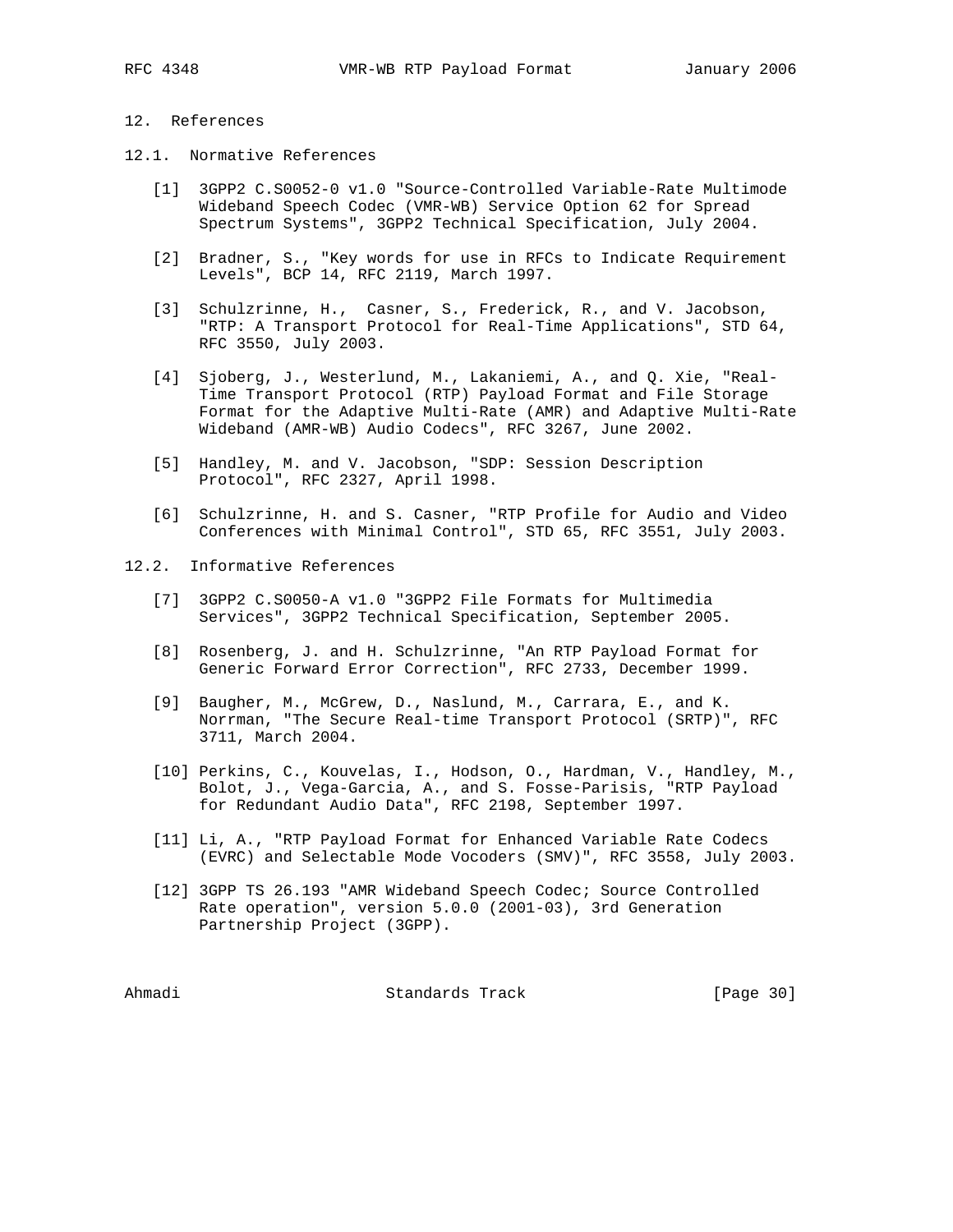## 12. References

### 12.1. Normative References

[1] 3GPP2 C.S0052-0 v1.0 "Source-Controlled Variable-Rate Multimode Wideband Speech Codec (VMR-WB) Service Option 62 for Spread Spectrum Systems", 3GPP2 Technical Specification, July 2004.

[2] Bradner, S., "Key words for use in RFCs to Indicate Requirement Levels", BCP 14, RFC 2119, March 1997.

[3] Schulzrinne, H., Casner, S., Frederick, R., and V. Jacobson, "RTP: A Transport Protocol for Real-Time Applications", STD 64, RFC 3550, July 2003.

[4] Sjoberg, J., Westerlund, M., Lakaniemi, A., and Q. Xie, "Real-Time Transport Protocol (RTP) Payload Format and File Storage Format for the Adaptive Multi-Rate (AMR) and Adaptive Multi-Rate Wideband (AMR-WB) Audio Codecs", RFC 3267, June 2002.

[5] Handley, M. and V. Jacobson, "SDP: Session Description Protocol", RFC 2327, April 1998.

[6] Schulzrinne, H. and S. Casner, "RTP Profile for Audio and Video Conferences with Minimal Control", STD 65, RFC 3551, July 2003.

### 12.2. Informative References

[7] 3GPP2 C.S0050-A v1.0 "3GPP2 File Formats for Multimedia Services", 3GPP2 Technical Specification, September 2005.

[8] Rosenberg, J. and H. Schulzrinne, "An RTP Payload Format for Generic Forward Error Correction", RFC 2733, December 1999.

[9] Baugher, M., McGrew, D., Naslund, M., Carrara, E., and K. Norrman, "The Secure Real-time Transport Protocol (SRTP)", RFC 3711, March 2004.

[10] Perkins, C., Kouvelas, I., Hodson, O., Hardman, V., Handley, M., Bolot, J., Vega-Garcia, A., and S. Fosse-Parisis, "RTP Payload for Redundant Audio Data", RFC 2198, September 1997.

[11] Li, A., "RTP Payload Format for Enhanced Variable Rate Codecs (EVRC) and Selectable Mode Vocoders (SMV)", RFC 3558, July 2003.

[12] 3GPP TS 26.193 "AMR Wideband Speech Codec; Source Controlled Rate operation", version 5.0.0 (2001-03), 3rd Generation Partnership Project (3GPP).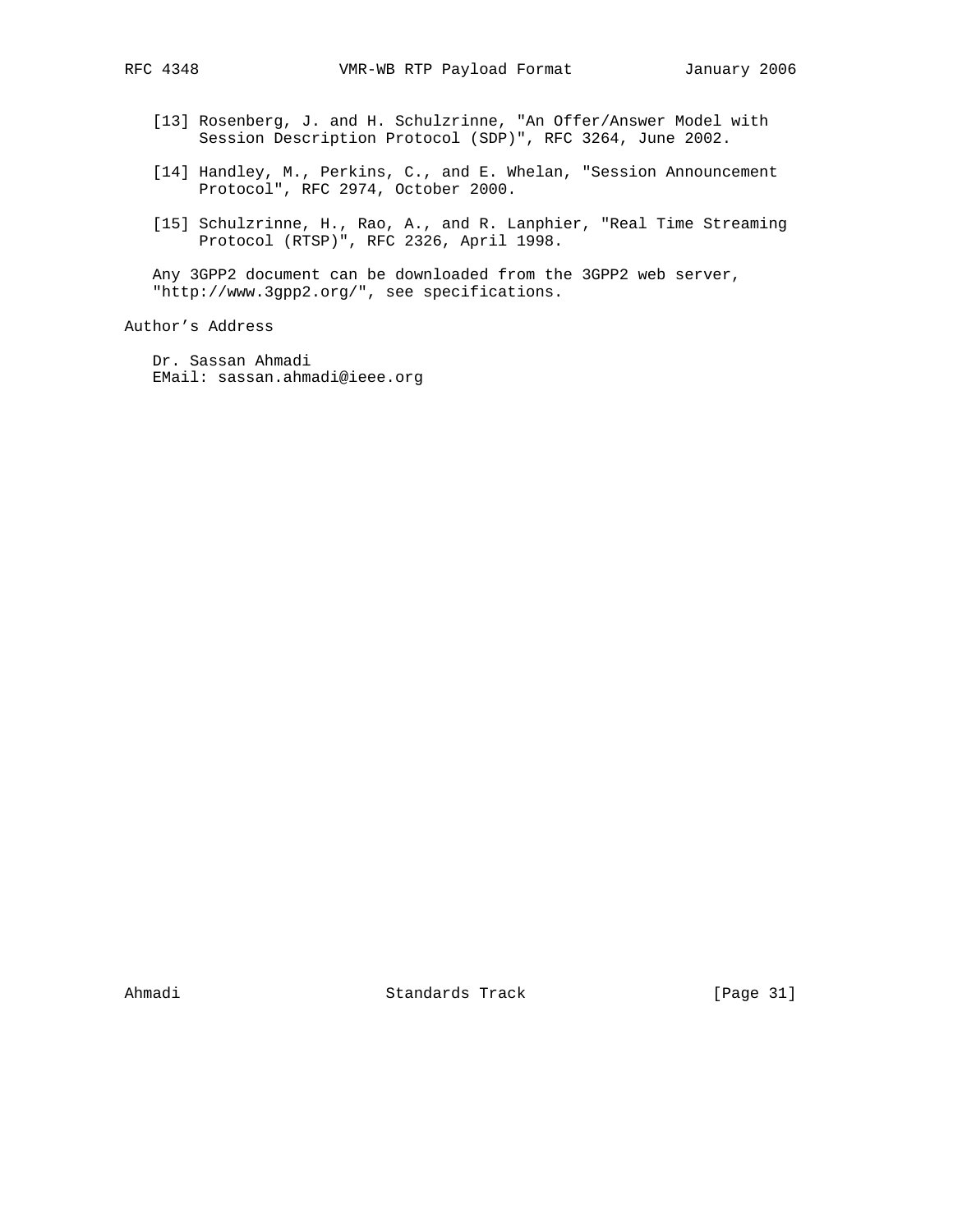[13] Rosenberg, J. and H. Schulzrinne, "An Offer/Answer Model with Session Description Protocol (SDP)", RFC 3264, June 2002.

[14] Handley, M., Perkins, C., and E. Whelan, "Session Announcement Protocol", RFC 2974, October 2000.

[15] Schulzrinne, H., Rao, A., and R. Lanphier, "Real Time Streaming Protocol (RTSP)", RFC 2326, April 1998.

Any 3GPP2 document can be downloaded from the 3GPP2 web server, "http://www.3gpp2.org/", see specifications.

## Author's Address

Dr. Sassan Ahmadi
EMail: sassan.ahmadi@ieee.org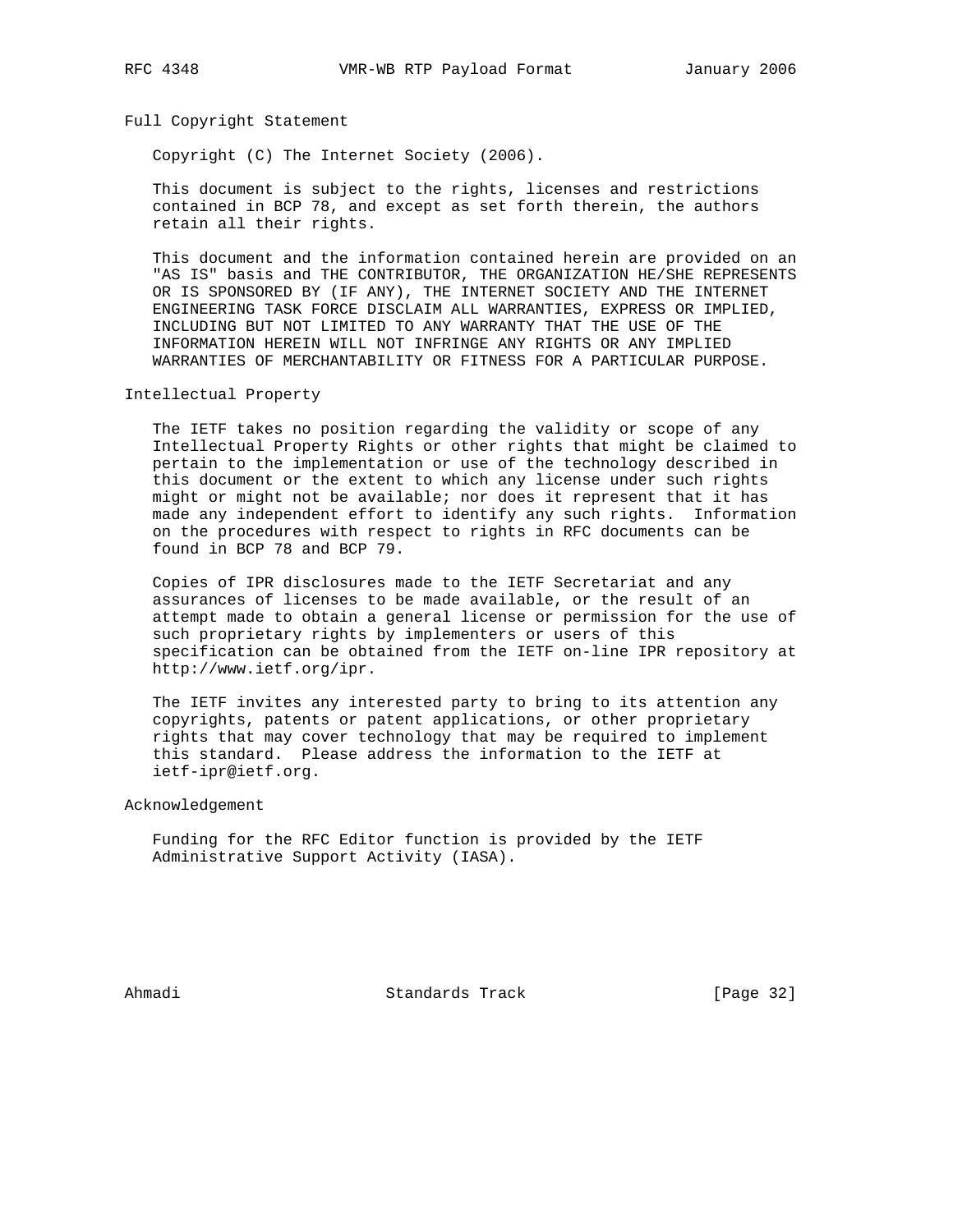## Full Copyright Statement

Copyright (C) The Internet Society (2006).

This document is subject to the rights, licenses and restrictions contained in BCP 78, and except as set forth therein, the authors retain all their rights.

This document and the information contained herein are provided on an "AS IS" basis and THE CONTRIBUTOR, THE ORGANIZATION HE/SHE REPRESENTS OR IS SPONSORED BY (IF ANY), THE INTERNET SOCIETY AND THE INTERNET ENGINEERING TASK FORCE DISCLAIM ALL WARRANTIES, EXPRESS OR IMPLIED, INCLUDING BUT NOT LIMITED TO ANY WARRANTY THAT THE USE OF THE INFORMATION HEREIN WILL NOT INFRINGE ANY RIGHTS OR ANY IMPLIED WARRANTIES OF MERCHANTABILITY OR FITNESS FOR A PARTICULAR PURPOSE.

## Intellectual Property

The IETF takes no position regarding the validity or scope of any Intellectual Property Rights or other rights that might be claimed to pertain to the implementation or use of the technology described in this document or the extent to which any license under such rights might or might not be available; nor does it represent that it has made any independent effort to identify any such rights. Information on the procedures with respect to rights in RFC documents can be found in BCP 78 and BCP 79.

Copies of IPR disclosures made to the IETF Secretariat and any assurances of licenses to be made available, or the result of an attempt made to obtain a general license or permission for the use of such proprietary rights by implementers or users of this specification can be obtained from the IETF on-line IPR repository at http://www.ietf.org/ipr.

The IETF invites any interested party to bring to its attention any copyrights, patents or patent applications, or other proprietary rights that may cover technology that may be required to implement this standard. Please address the information to the IETF at ietf-ipr@ietf.org.

## Acknowledgement

Funding for the RFC Editor function is provided by the IETF Administrative Support Activity (IASA).